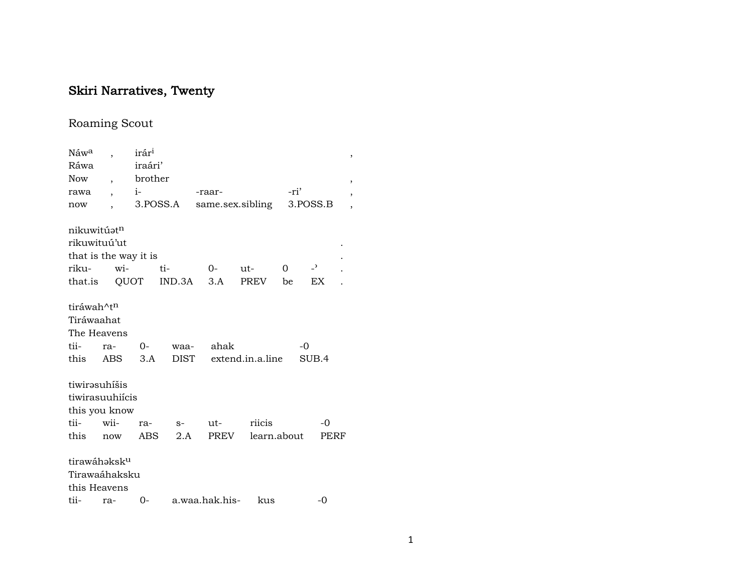# Skiri Narratives, Twenty

## Roaming Scout

| Náwa | , | irári | | | ,|
|---|---|---|---|---|---|
| Ráwa | | iraári’ | | | |
| Now | , | brother | | | , |
| rawa | , | i- | -raar- | -ri’ | , |
| now | , | 3.POSS.A | same.sex.sibling | 3.POSS.B | , |

| nikuwitúətn | | | | | | | |
|---|---|---|---|---|---|---|---|
| rikuwituú’ut | | | | | | | . |
| that is the way it is | | | | | | | . |
| riku- | wi- | ti- | 0- | ut- | 0 | -’ | . |
| that.is | QUOT | IND.3A | 3.A | PREV | be | EX | . |

| tiráwah^tn | | | | | |
|---|---|---|---|---|---|
| Tiráwaahat | | | | | |
| The Heavens | | | | | |
| tii- | ra- | 0- | waa- | ahak | -0 |
| this | ABS | 3.A | DIST | extend.in.a.line | SUB.4 |

| tiwirəsuhíšis | | | | | | |
|---|---|---|---|---|---|---|
| tiwirasuuhiícis | | | | | | |
| this you know | | | | | | |
| tii- | wii- | ra- | s- | ut- | riicis | -0 |
| this | now | ABS | 2.A | PREV | learn.about | PERF |

| tirawáhəksku | | | | | |
|---|---|---|---|---|---|
| Tirawaáhaksku | | | | | |
| this Heavens | | | | | |
| tii- | ra- | 0- | a.waa.hak.his- | kus | -0 |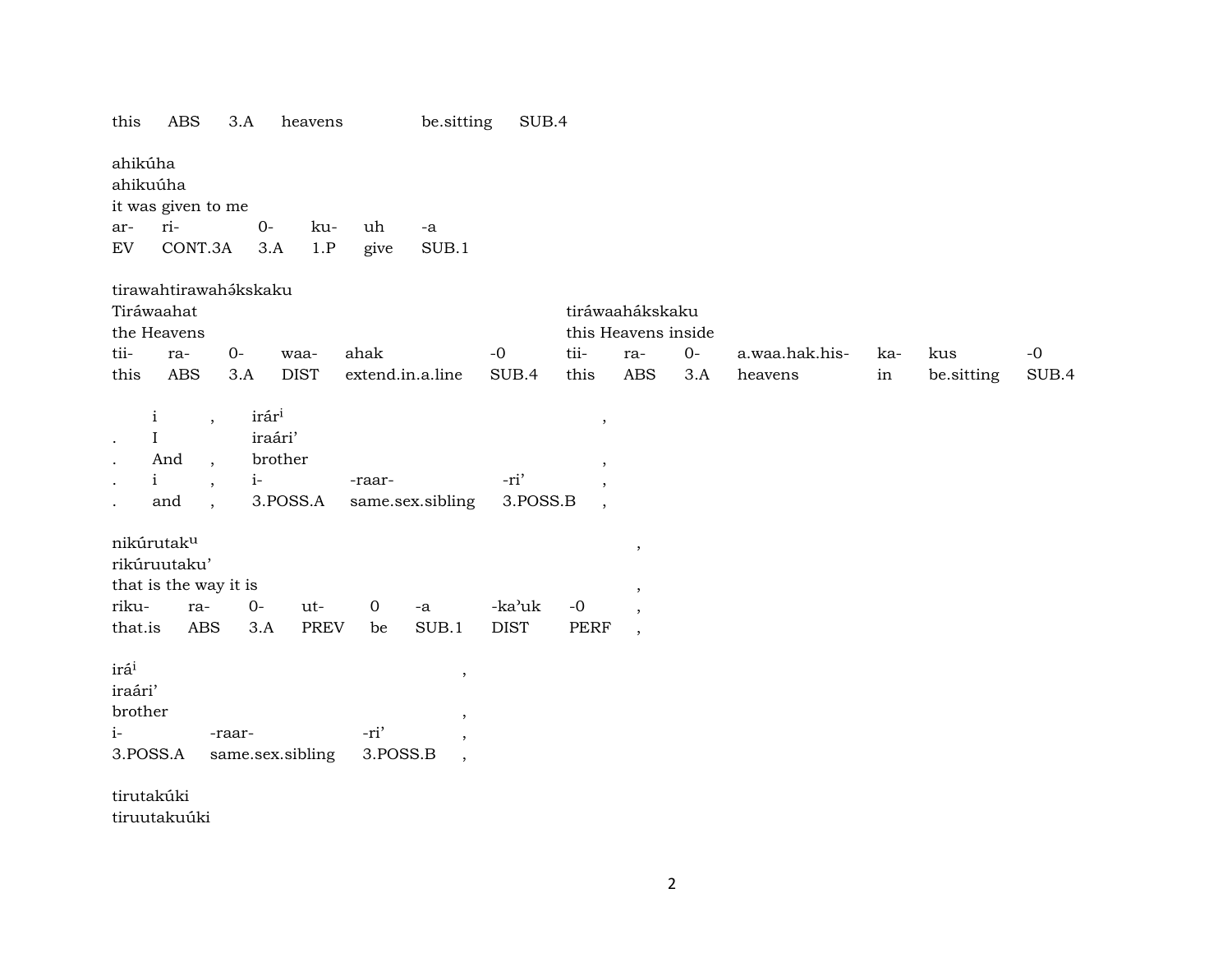this ABS 3.A heavens be.sitting SUB.4

ahikúha
ahikuúha
it was given to me

| ar- | ri- | 0- | ku- | uh | -a |
|---|---|---|---|---|---|
| EV | CONT.3A | 3.A | 1.P | give | SUB.1 |

tirawahtirawahə́kskaku

| Tiráwaahat | | | | | | tiráwaahákskaku | | | | | | |
|---|---|---|---|---|---|---|---|---|---|---|---|---|
| the Heavens | | | | | | this Heavens inside | | | | | | |
| tii- | ra- | 0- | waa- | ahak | -0 | tii- | ra- | 0- | a.waa.hak.his- | ka- | kus | -0 |
| this | ABS | 3.A | DIST | extend.in.a.line | SUB.4 | this | ABS | 3.A | heavens | in | be.sitting | SUB.4 |

| | i | , | irár[i] | | | , |
|---|---|---|---|---|---|---|
| . | I | | iraári' | | | |
| . | And | , | brother | | | , |
| . | i | , | i- | -raar- | -ri' | , |
| . | and | , | 3.POSS.A | same.sex.sibling | 3.POSS.B | , |

nikúrutak[u] ,
rikúruutaku'
that is the way it is ,

| riku- | ra- | 0- | ut- | 0 | -a | -ka'uk | -0 | , |
|---|---|---|---|---|---|---|---|---|
| that.is | ABS | 3.A | PREV | be | SUB.1 | DIST | PERF | , |

irá[i] ,
iraári'
brother ,

| i- | -raar- | -ri' | , |
|---|---|---|---|
| 3.POSS.A | same.sex.sibling | 3.POSS.B | , |

tirutakúki
tiruutakuúki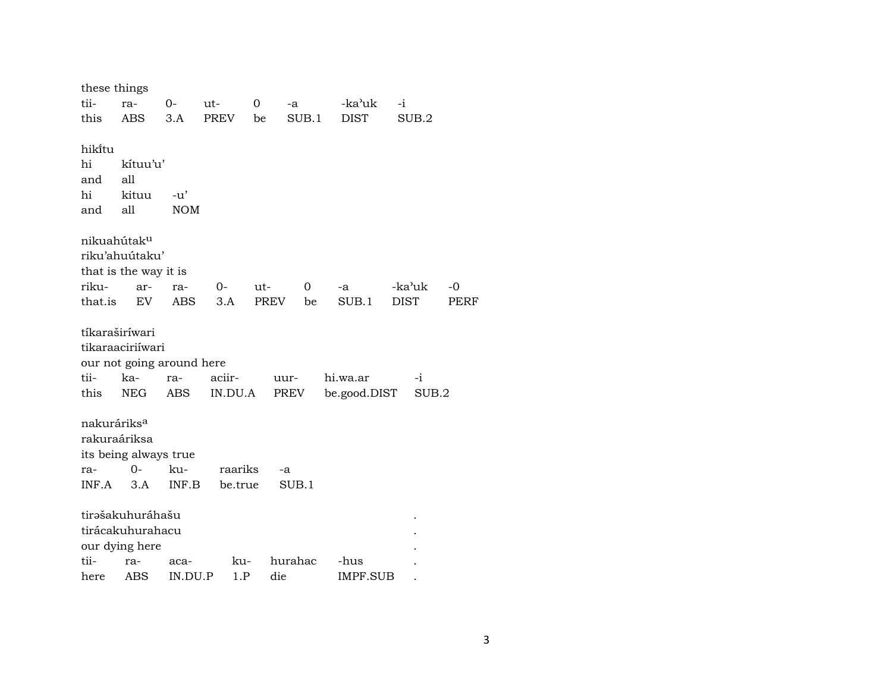these things

| tii- | ra- | 0- | ut- | 0 | -a | -kaʾuk | -i |
|---|---|---|---|---|---|---|---|
| this | ABS | 3.A | PREV | be | SUB.1 | DIST | SUB.2 |

hikÍ́tu
hi kítuu'u'
and all

| hi | kituu | -u' |
|---|---|---|
| and | all | NOM |

nikuahútak[u]
riku'ahuútaku'
that is the way it is

| riku- | ar- | ra- | 0- | ut- | 0 | -a | -kaʾuk | -0 |
|---|---|---|---|---|---|---|---|---|
| that.is | EV | ABS | 3.A | PREV | be | SUB.1 | DIST | PERF |

tíkaraširíwari
tikaraaciriíwari
our not going around here

| tii- | ka- | ra- | aciir- | uur- | hi.wa.ar | -i |
|---|---|---|---|---|---|---|
| this | NEG | ABS | IN.DU.A | PREV | be.good.DIST | SUB.2 |

nakuráriks[a]
rakuraáriksa
its being always true

| ra- | 0- | ku- | raariks | -a |
|---|---|---|---|---|
| INF.A | 3.A | INF.B | be.true | SUB.1 |

tirəšakuhuráhašu .
tirácakuhurahacu .
our dying here .

| tii- | ra- | aca- | ku- | hurahac | -hus | . |
|---|---|---|---|---|---|---|
| here | ABS | IN.DU.P | 1.P | die | IMPF.SUB | . |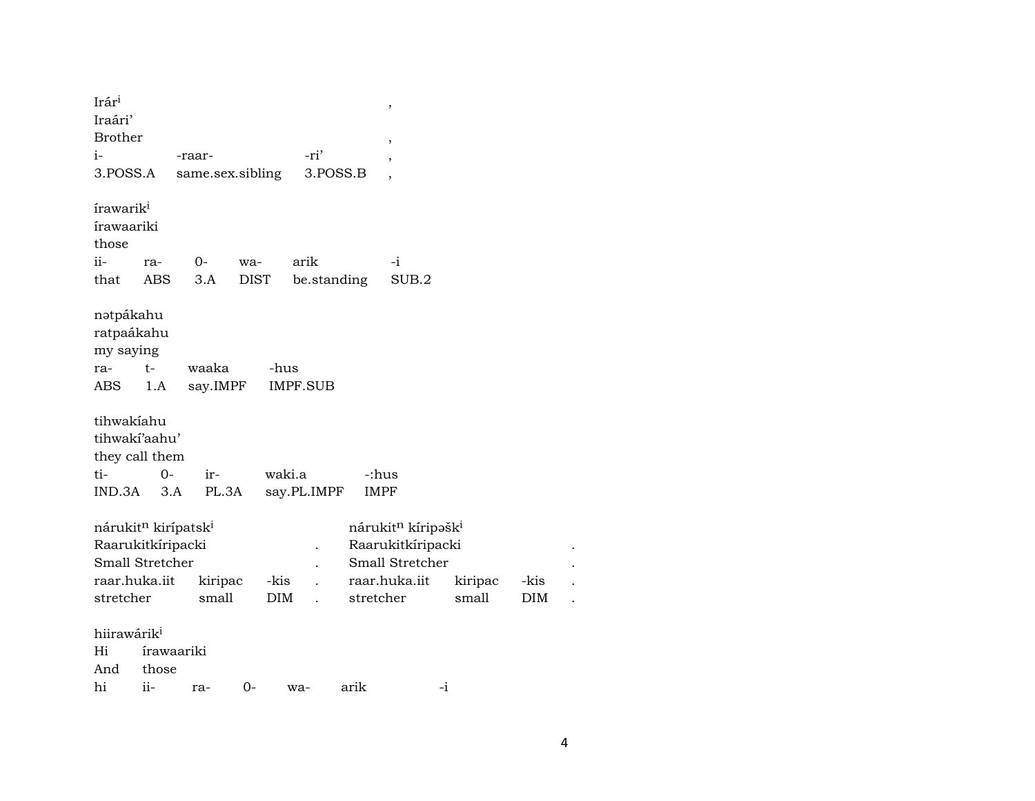Irár[i] ,
Iraári' 
Brother ,

| i- | -raar- | -ri' | , |
|---|---|---|---|
| 3.POSS.A | same.sex.sibling | 3.POSS.B | , |

írawarik[i]
írawaariki
those

| ii- | ra- | 0- | wa- | arik | -i |
|---|---|---|---|---|---|
| that | ABS | 3.A | DIST | be.standing | SUB.2 |

nətpákahu
ratpaákahu
my saying

| ra- | t- | waaka | -hus |
|---|---|---|---|
| ABS | 1.A | say.IMPF | IMPF.SUB |

tihwakíahu
tihwakí'aahu'
they call them

| ti- | 0- | ir- | waki.a | -:hus |
|---|---|---|---|---|
| IND.3A | 3.A | PL.3A | say.PL.IMPF | IMPF |

nárukit[n] kirípatsk[i] nárukit[n] kíripəšk[i]
Raarukitkíripacki . Raarukitkíripacki .
Small Stretcher . Small Stretcher .

| raar.huka.iit | kiripac | -kis | . | raar.huka.iit | kiripac | -kis | . |
|---|---|---|---|---|---|---|---|
| stretcher | small | DIM | . | stretcher | small | DIM | . |

hiirawárik[i]
Hi írawaariki
And those

| hi | ii- | ra- | 0- | wa- | arik | -i |
|---|---|---|---|---|---|---|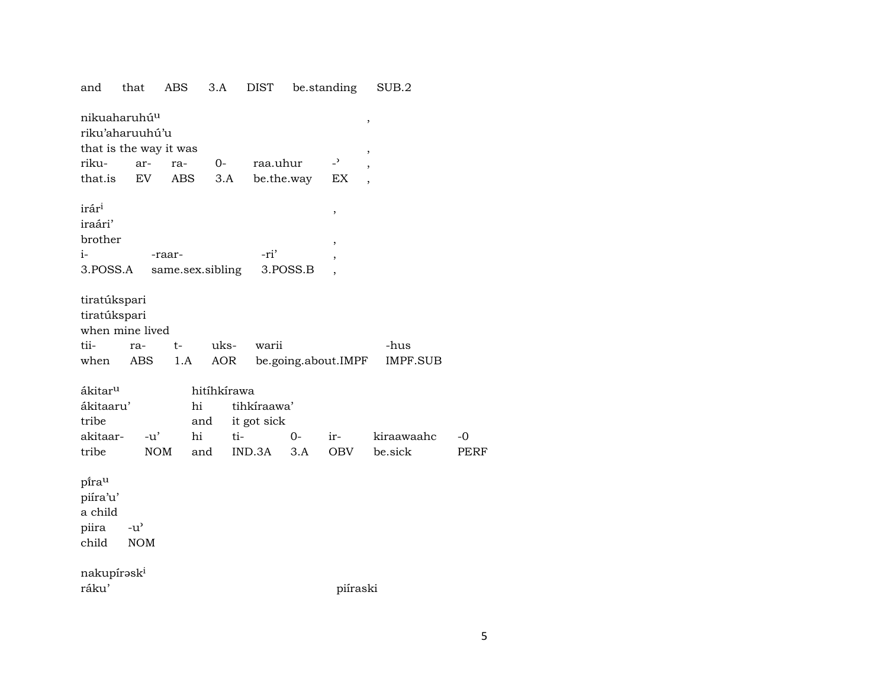and that ABS 3.A DIST be.standing SUB.2

nikuaharuhú^u ,
riku'aharuuhú'u
that is the way it was ,

| riku- | ar- | ra- | 0- | raa.uhur | -' | , |
|---|---|---|---|---|---|---|
| that.is | EV | ABS | 3.A | be.the.way | EX | , |

irár^i ,
iraári'
brother ,

| i- | -raar- | -ri' | , |
|---|---|---|---|
| 3.POSS.A | same.sex.sibling | 3.POSS.B | , |

tiratúkspari
tiratúkspari
when mine lived

| tii- | ra- | t- | uks- | warii | -hus |
|---|---|---|---|---|---|
| when | ABS | 1.A | AOR | be.going.about.IMPF | IMPF.SUB |

ákitar^u hitíhkírawa
ákitaaru' hi tihkíraawa'
tribe and it got sick

| akitaar- | -u' | hi | ti- | 0- | ir- | kiraawaahc | -0 |
|---|---|---|---|---|---|---|---|
| tribe | NOM | and | IND.3A | 3.A | OBV | be.sick | PERF |

pĩra^u
piíra'u'
a child

| piira | -u' |
|---|---|
| child | NOM |

nakupírəsk^i
ráku' piíraski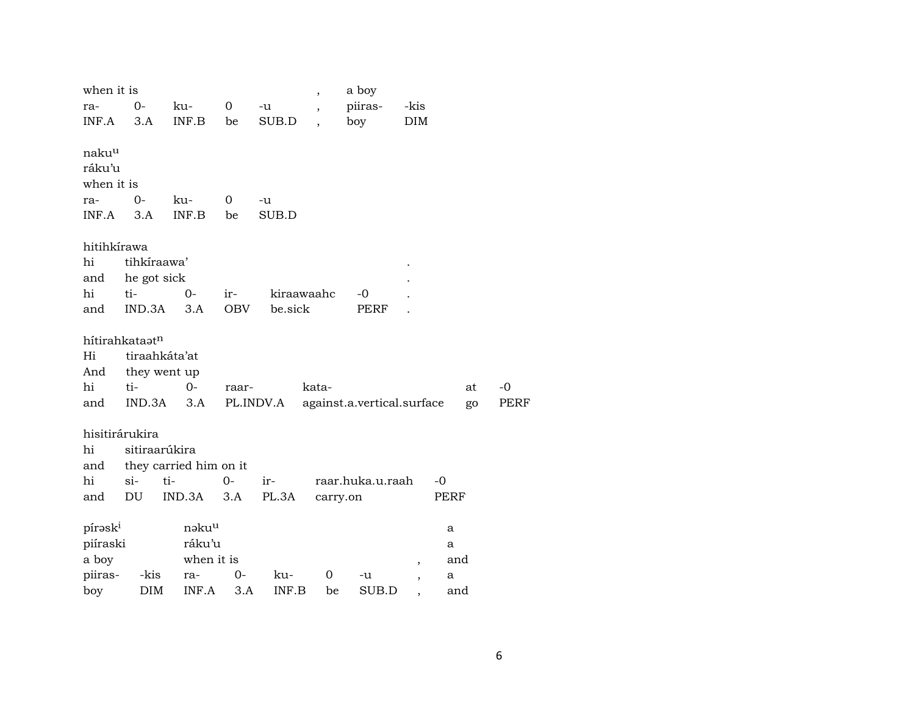| when it is | | | | | , | a boy | |
|---|---|---|---|---|---|---|---|
| ra- | 0- | ku- | 0 | -u | , | piiras- | -kis |
| INF.A | 3.A | INF.B | be | SUB.D | , | boy | DIM |

nakuᵘ
ráku'u
when it is

| ra- | 0- | ku- | 0 | -u |
|---|---|---|---|---|
| INF.A | 3.A | INF.B | be | SUB.D |

hitihkírawa

| hi | tihkíraawa' | | | | | . |
|---|---|---|---|---|---|---|
| and | he got sick | | | | | . |
| hi | ti- | 0- | ir- | kiraawaahc | -0 | . |
| and | IND.3A | 3.A | OBV | be.sick | PERF | . |

hítirahkataətⁿ

| Hi | tiraahkáta'at | | | | | |
|---|---|---|---|---|---|---|
| And | they went up | | | | | |
| hi | ti- | 0- | raar- | kata- | at | -0 |
| and | IND.3A | 3.A | PL.INDV.A | against.a.vertical.surface | go | PERF |

hisitirárukira

| hi | sitiraarúkira | | | | | |
|---|---|---|---|---|---|---|
| and | they carried him on it | | | | | |
| hi | si- | ti- | 0- | ir- | raar.huka.u.raah | -0 |
| and | DU | IND.3A | 3.A | PL.3A | carry.on | PERF |

| pírəskⁱ | | nəkuᵘ | | | | | | a |
|---|---|---|---|---|---|---|---|---|
| piíraski | | ráku'u | | | | | | a |
| a boy | | when it is | | | | | , | and |
| piiras- | -kis | ra- | 0- | ku- | 0 | -u | , | a |
| boy | DIM | INF.A | 3.A | INF.B | be | SUB.D | , | and |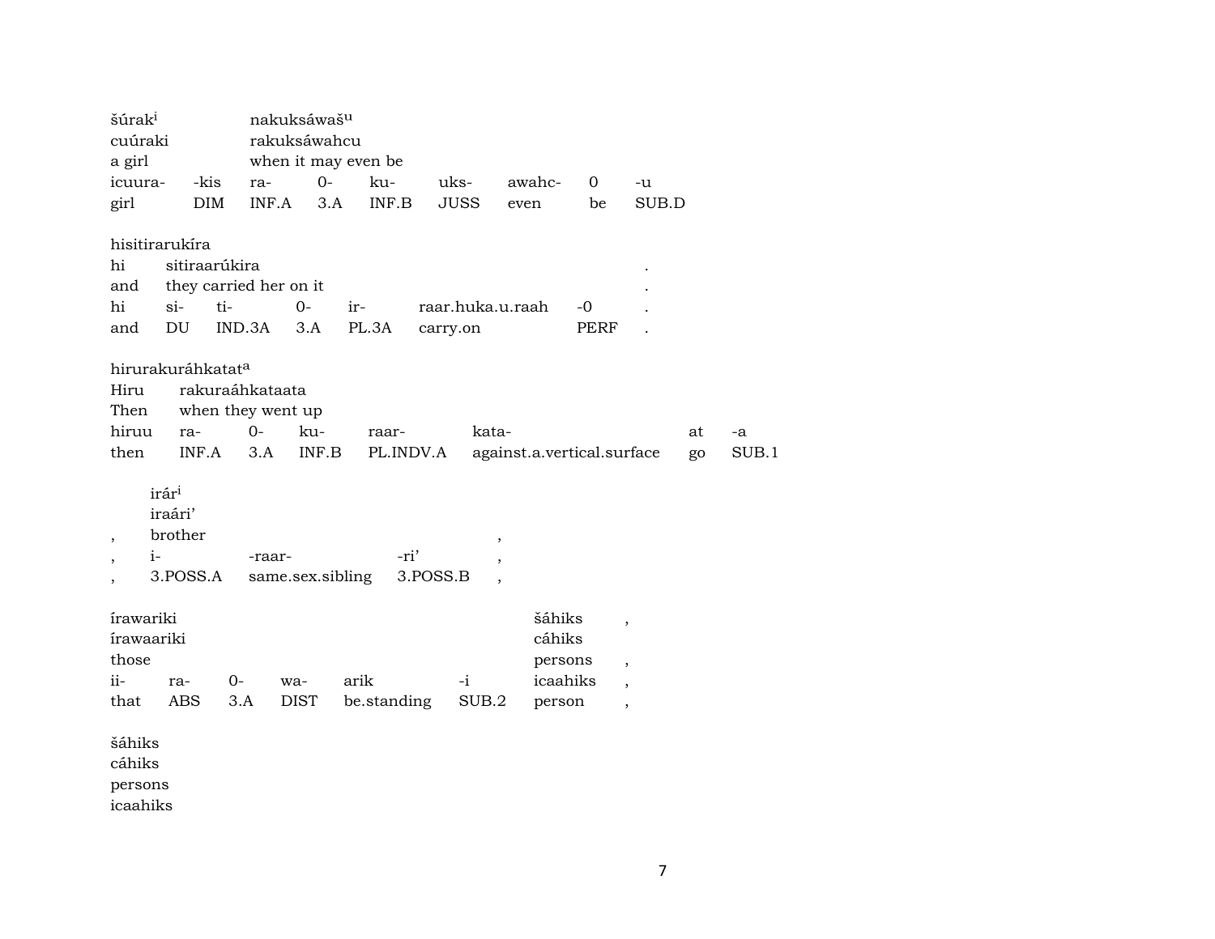šúrak[i] nakuksáwaš[u]
cuúraki rakuksáwahcu
a girl when it may even be

| icuura- | -kis | ra- | 0- | ku- | uks- | awahc- | 0 | -u |
|---|---|---|---|---|---|---|---|---|
| girl | DIM | INF.A | 3.A | INF.B | JUSS | even | be | SUB.D |

hisitirarukíra
hi sitiraarúkira .
and they carried her on it .

| hi | si- | ti- | 0- | ir- | raar.huka.u.raah | -0 | . |
|---|---|---|---|---|---|---|---|
| and | DU | IND.3A | 3.A | PL.3A | carry.on | PERF | . |

hirurakuráhkatat[a]
Hiru rakuraáhkataata
Then when they went up

| hiruu | ra- | 0- | ku- | raar- | kata- | at | -a |
|---|---|---|---|---|---|---|---|
| then | INF.A | 3.A | INF.B | PL.INDV.A | against.a.vertical.surface | go | SUB.1 |

irár[i]
iraári'
, brother ,

| , | i- | -raar- | -ri' | , |
|---|---|---|---|---|
| , | 3.POSS.A | same.sex.sibling | 3.POSS.B | , |

írawariki šáhiks ,
írawaariki cáhiks
those persons ,

| ii- | ra- | 0- | wa- | arik | -i | icaahiks | , |
|---|---|---|---|---|---|---|---|
| that | ABS | 3.A | DIST | be.standing | SUB.2 | person | , |

šáhiks
cáhiks
persons
icaahiks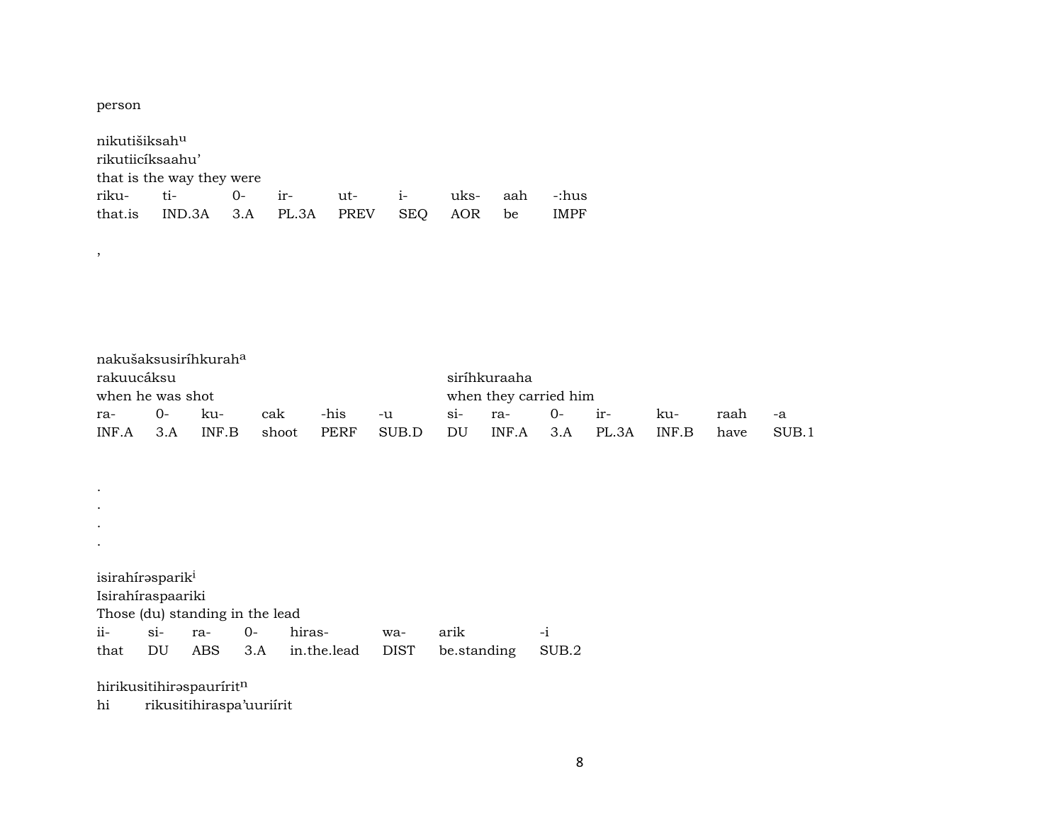person

nikutišiksah[u]
rikutiicíksaahu'
that is the way they were

| riku- | ti- | 0- | ir- | ut- | i- | uks- | aah | -:hus |
|---|---|---|---|---|---|---|---|---|
| that.is | IND.3A | 3.A | PL.3A | PREV | SEQ | AOR | be | IMPF |

,

nakušaksusiríhkurah[a]
rakuucáksu sirihkuraaha
when he was shot when they carried him

| ra- | 0- | ku- | cak | -his | -u | si- | ra- | 0- | ir- | ku- | raah | -a |
|---|---|---|---|---|---|---|---|---|---|---|---|---|
| INF.A | 3.A | INF.B | shoot | PERF | SUB.D | DU | INF.A | 3.A | PL.3A | INF.B | have | SUB.1 |

.
.
.
.

isirahírəsparik[i]
Isirahíraspaariki
Those (du) standing in the lead

| ii- | si- | ra- | 0- | hiras- | wa- | arik | -i |
|---|---|---|---|---|---|---|---|
| that | DU | ABS | 3.A | in.the.lead | DIST | be.standing | SUB.2 |

hirikusitihirəspauríritn
hi rikusitihiraspa'uuriírit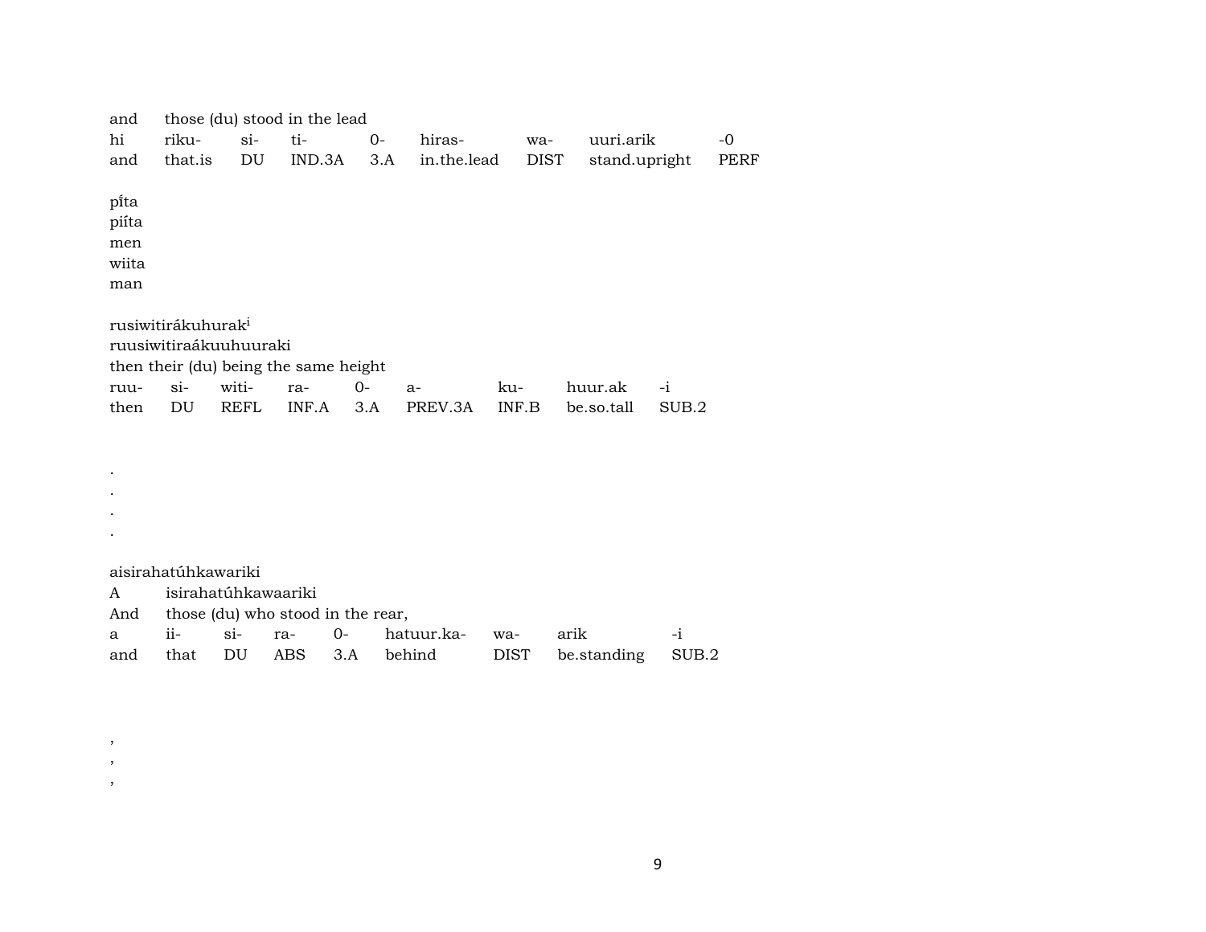and those (du) stood in the lead

| hi | riku- | si- | ti- | 0- | hiras- | wa- | uuri.arik | -0 |
|---|---|---|---|---|---|---|---|---|
| and | that.is | DU | IND.3A | 3.A | in.the.lead | DIST | stand.upright | PERF |

pi̋ta
piíta
men
wiita
man

rusiwitirákuhurak[i]
ruusiwitiraákuuhuuraki
then their (du) being the same height

| ruu- | si- | witi- | ra- | 0- | a- | ku- | huur.ak | -i |
|---|---|---|---|---|---|---|---|---|
| then | DU | REFL | INF.A | 3.A | PREV.3A | INF.B | be.so.tall | SUB.2 |

.
.
.
.

aisirahatúhkawariki
A isirahatúhkawaariki
And those (du) who stood in the rear,

| a | ii- | si- | ra- | 0- | hatuur.ka- | wa- | arik | -i |
|---|---|---|---|---|---|---|---|---|
| and | that | DU | ABS | 3.A | behind | DIST | be.standing | SUB.2 |

,
,
,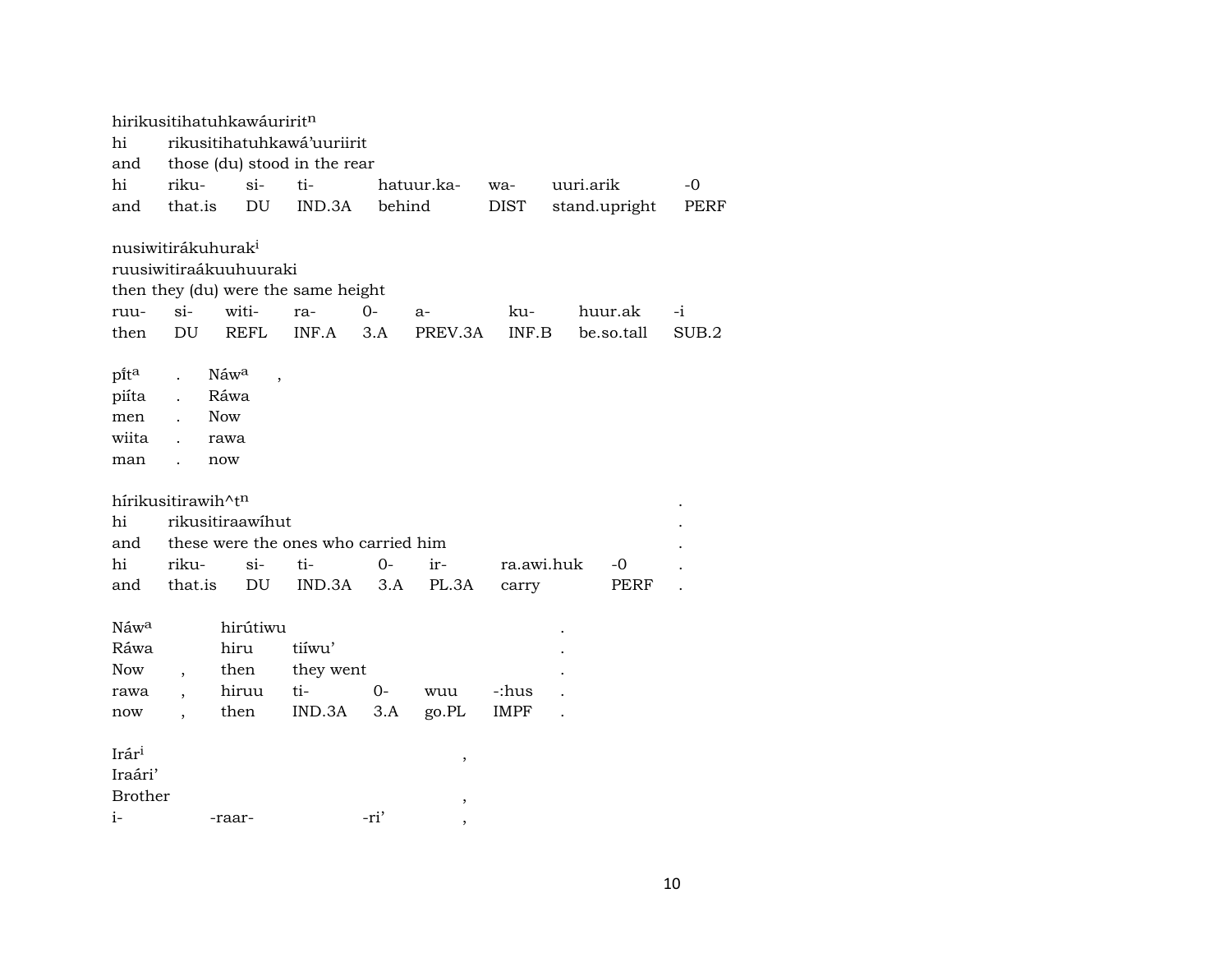hirikusitihatuhkawáuriritⁿ
hi rikusitihatuhkawá'uuriirit
and those (du) stood in the rear

| hi | riku- | si- | ti- | hatuur.ka- | wa- | uuri.arik | -0 |
|---|---|---|---|---|---|---|---|
| and | that.is | DU | IND.3A | behind | DIST | stand.upright | PERF |

nusiwitirákuhurakⁱ
ruusiwitiraákuuhuuraki
then they (du) were the same height

| ruu- | si- | witi- | ra- | 0- | a- | ku- | huur.ak | -i |
|---|---|---|---|---|---|---|---|---|
| then | DU | REFL | INF.A | 3.A | PREV.3A | INF.B | be.so.tall | SUB.2 |

| pĩtᵃ | . | Náwᵃ | , |
|---|---|---|---|
| piíta | . | Ráwa | |
| men | . | Now | |
| wiita | . | rawa | |
| man | . | now | |

híríkusitirawih^tⁿ .
hi rikusitiraawíhut .
and these were the ones who carried him .

| hi | riku- | si- | ti- | 0- | ir- | ra.awi.huk | -0 | . |
|---|---|---|---|---|---|---|---|---|
| and | that.is | DU | IND.3A | 3.A | PL.3A | carry | PERF | . |

| Náwᵃ | | hirútiwu | | | | | . |
|---|---|---|---|---|---|---|---|
| Ráwa | | hiru | tiíwu' | | | | . |
| Now | , | then | they went | | | | . |
| rawa | , | hiruu | ti- | 0- | wuu | -:hus | . |
| now | , | then | IND.3A | 3.A | go.PL | IMPF | . |

Irárⁱ ,
Iraári'
Brother ,

| i- | -raar- | -ri' | , |
|---|---|---|---|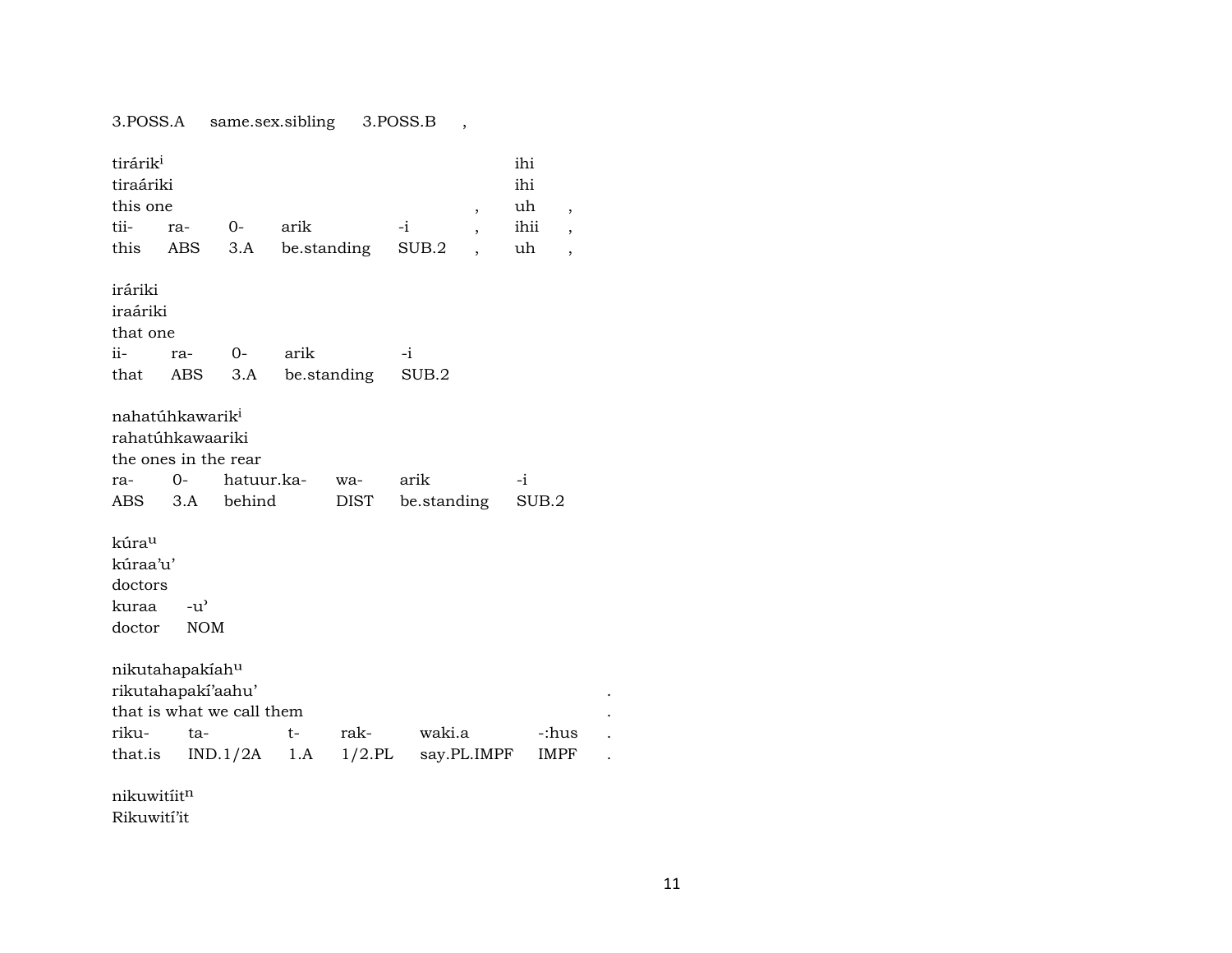3.POSS.A same.sex.sibling 3.POSS.B ,

| tirárik[i] | | | | | | ihi | |
|---|---|---|---|---|---|---|---|
| tiraáriki | | | | | | ihi | |
| this one | | | | | , | uh | , |
| tii- | ra- | 0- | arik | -i | , | ihii | , |
| this | ABS | 3.A | be.standing | SUB.2 | , | uh | , |

| iráriki | | | | |
|---|---|---|---|---|
| iraáriki | | | | |
| that one | | | | |
| ii- | ra- | 0- | arik | -i |
| that | ABS | 3.A | be.standing | SUB.2 |

| nahatúhkawarik[i] | | | | | |
|---|---|---|---|---|---|
| rahatúhkawaariki | | | | | |
| the ones in the rear | | | | | |
| ra- | 0- | hatuur.ka- | wa- | arik | -i |
| ABS | 3.A | behind | DIST | be.standing | SUB.2 |

| kúra[u] | |
|---|---|
| kúraa'u' | |
| doctors | |
| kuraa | -u' |
| doctor | NOM |

| nikutahapakíah[u] | | | | | | |
|---|---|---|---|---|---|---|
| rikutahapakí'aahu' | | | | | | . |
| that is what we call them | | | | | | . |
| riku- | ta- | t- | rak- | waki.a | -:hus | . |
| that.is | IND.1/2A | 1.A | 1/2.PL | say.PL.IMPF | IMPF | . |

nikuwitíit[n]
Rikuwití'it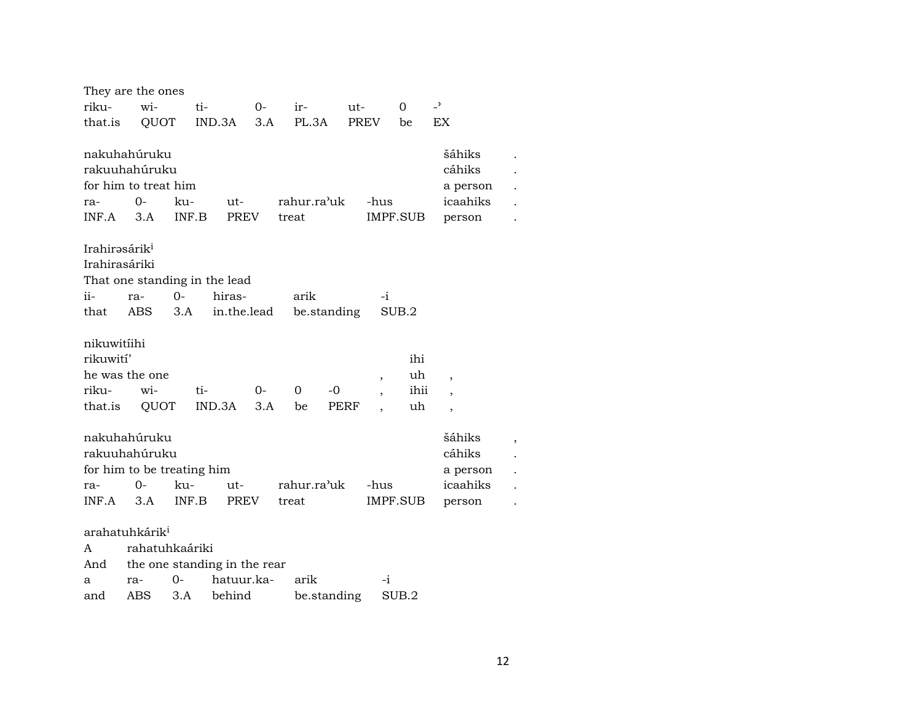They are the ones

| riku- | wi- | ti- | 0- | ir- | ut- | 0 | -ʾ |
|---|---|---|---|---|---|---|---|
| that.is | QUOT | IND.3A | 3.A | PL.3A | PREV | be | EX |

| nakuhahúruku | | | | | | šáhiks | . |
|---|---|---|---|---|---|---|---|
| rakuuhahúruku | | | | | | cáhiks | . |
| for him to treat him | | | | | | a person | . |
| ra- | 0- | ku- | ut- | rahur.raʾuk | -hus | icaahiks | . |
| INF.A | 3.A | INF.B | PREV | treat | IMPF.SUB | person | . |

Irahirəsárik[i]
Irahirasáriki
That one standing in the lead

| ii- | ra- | 0- | hiras- | arik | -i |
|---|---|---|---|---|---|
| that | ABS | 3.A | in.the.lead | be.standing | SUB.2 |

| nikuwitíihi | | | | | | | | |
|---|---|---|---|---|---|---|---|---|
| rikuwitíʾ | | | | | | | ihi | |
| he was the one | | | | | | , | uh | , |
| riku- | wi- | ti- | 0- | 0 | -0 | , | ihii | , |
| that.is | QUOT | IND.3A | 3.A | be | PERF | , | uh | , |

| nakuhahúruku | | | | | | šáhiks | , |
|---|---|---|---|---|---|---|---|
| rakuuhahúruku | | | | | | cáhiks | . |
| for him to be treating him | | | | | | a person | . |
| ra- | 0- | ku- | ut- | rahur.raʾuk | -hus | icaahiks | . |
| INF.A | 3.A | INF.B | PREV | treat | IMPF.SUB | person | . |

arahatuhkárik[i]

| A | rahatuhkaáriki | | | | |
|---|---|---|---|---|---|
| And | the one standing in the rear | | | | |
| a | ra- | 0- | hatuur.ka- | arik | -i |
| and | ABS | 3.A | behind | be.standing | SUB.2 |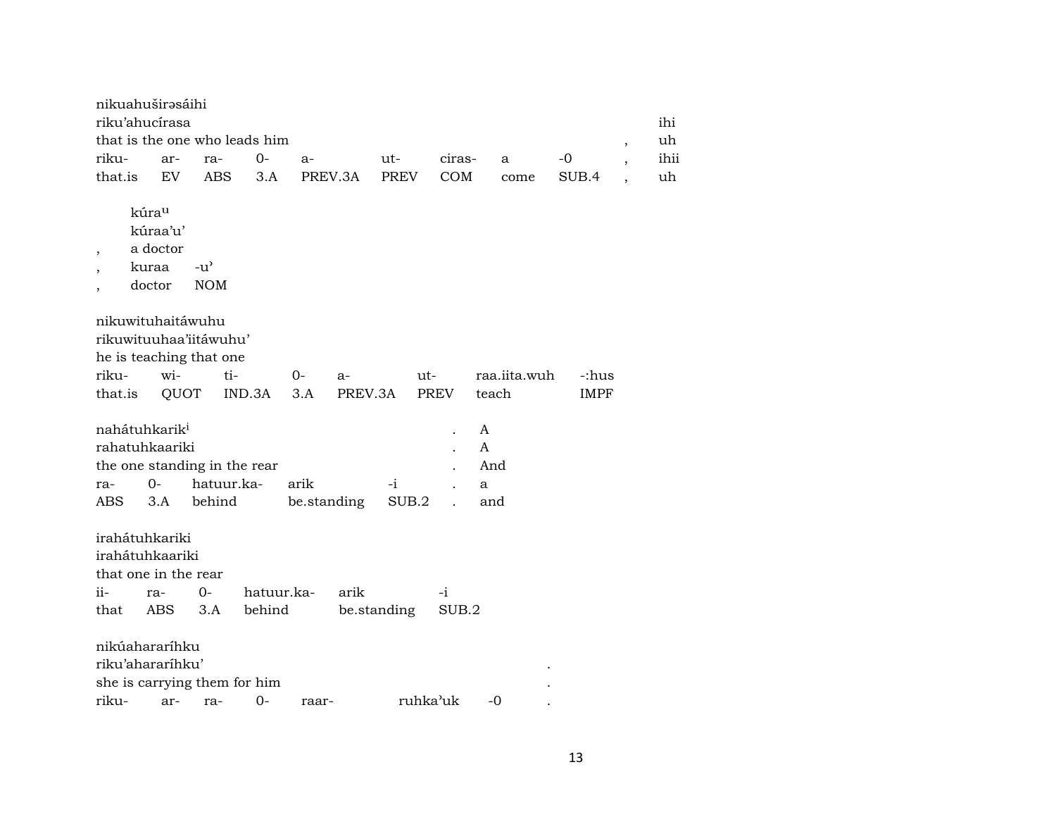nikuahuširəsáihi
riku'ahucírasa ihi
that is the one who leads him , uh

| riku- | ar- | ra- | 0- | a- | ut- | ciras- | a | -0 | , | ihii |
|---|---|---|---|---|---|---|---|---|---|---|
| that.is | EV | ABS | 3.A | PREV.3A | PREV | COM | come | SUB.4 | , | uh |

kúra^u
kúraa'u'
, a doctor

| , | kuraa | -u' |
|---|---|---|
| , | doctor | NOM |

nikuwituhaitáwuhu
rikuwituuhaa'iitáwuhu'
he is teaching that one

| riku- | wi- | ti- | 0- | a- | ut- | raa.iita.wuh | -:hus |
|---|---|---|---|---|---|---|---|
| that.is | QUOT | IND.3A | 3.A | PREV.3A | PREV | teach | IMPF |

nahátuhkarik^i . A
rahatuhkaariki . A
the one standing in the rear . And

| ra- | 0- | hatuur.ka- | arik | -i | . | a |
|---|---|---|---|---|---|---|
| ABS | 3.A | behind | be.standing | SUB.2 | . | and |

irahátuhkariki
irahátuhkaariki
that one in the rear

| ii- | ra- | 0- | hatuur.ka- | arik | -i |
|---|---|---|---|---|---|
| that | ABS | 3.A | behind | be.standing | SUB.2 |

nikúahararíhku
riku'ahararíhku' .
she is carrying them for him .

| riku- | ar- | ra- | 0- | raar- | ruhka'uk | -0 | . |
|---|---|---|---|---|---|---|---|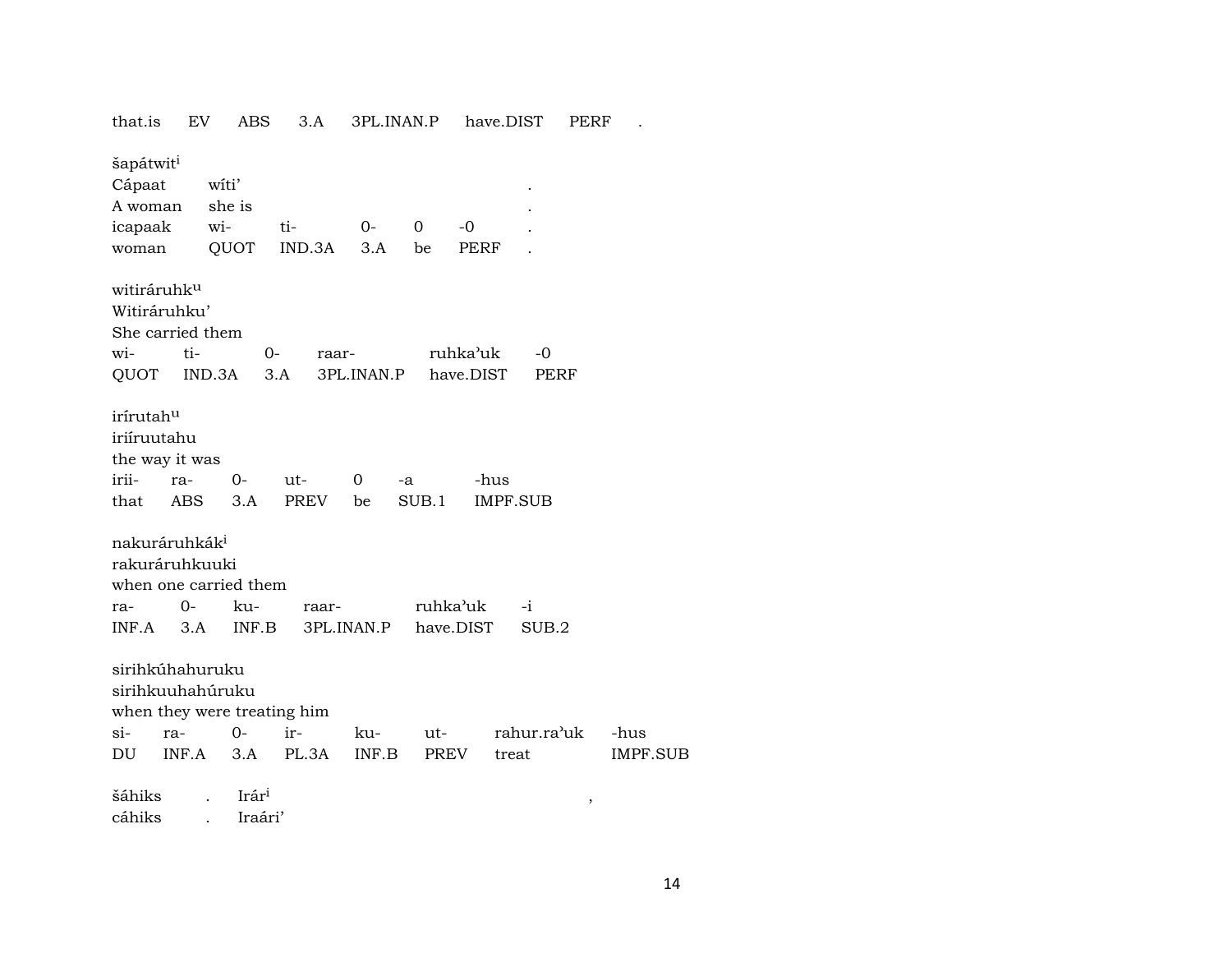that.is EV ABS 3.A 3PL.INAN.P have.DIST PERF .

šapátwit[i]
Cápaat wíti' .
A woman she is .
icapaak wi- ti- 0- 0 -0 .
woman QUOT IND.3A 3.A be PERF .

witiráruhk[u]
Witiráruhku'
She carried them
wi- ti- 0- raar- ruhka'uk -0
QUOT IND.3A 3.A 3PL.INAN.P have.DIST PERF

irírutah[u]
iriíruutahu
the way it was
irii- ra- 0- ut- 0 -a -hus
that ABS 3.A PREV be SUB.1 IMPF.SUB

nakuráruhkák[i]
rakuráruhkuuki
when one carried them
ra- 0- ku- raar- ruhka'uk -i
INF.A 3.A INF.B 3PL.INAN.P have.DIST SUB.2

sirihkúhahuruku
sirihkuuhahúruku
when they were treating him
si- ra- 0- ir- ku- ut- rahur.ra'uk -hus
DU INF.A 3.A PL.3A INF.B PREV treat IMPF.SUB

šáhiks . Irár[i] ,
cáhiks . Iraári'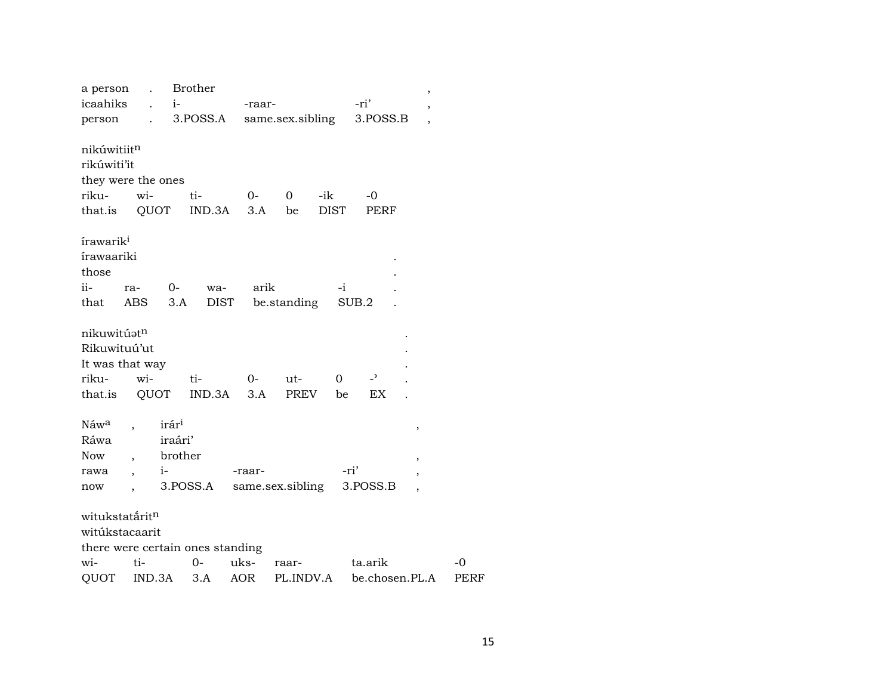| a person | . | Brother | | | , |
|---|---|---|---|---|---|
| icaahiks | . | i- | -raar- | -ri’ | , |
| person | . | 3.POSS.A | same.sex.sibling | 3.POSS.B | , |

nikúwitiit[n]
rikúwiti’it
they were the ones

| riku- | wi- | ti- | 0- | 0 | -ik | -0 |
|---|---|---|---|---|---|---|
| that.is | QUOT | IND.3A | 3.A | be | DIST | PERF |

írawarik[i]
írawaariki .
those .

| ii- | ra- | 0- | wa- | arik | -i | . |
|---|---|---|---|---|---|---|
| that | ABS | 3.A | DIST | be.standing | SUB.2 | . |

nikuwitúət[n] .
Rikuwituú’ut .
It was that way .

| riku- | wi- | ti- | 0- | ut- | 0 | -’ | . |
|---|---|---|---|---|---|---|---|
| that.is | QUOT | IND.3A | 3.A | PREV | be | EX | . |

| Náw[a] | , | irár[i] | | | , |
|---|---|---|---|---|---|
| Ráwa | | iraári’ | | | |
| Now | , | brother | | | , |
| rawa | , | i- | -raar- | -ri’ | , |
| now | , | 3.POSS.A | same.sex.sibling | 3.POSS.B | , |

witukstatárit[n]
witúkstacaarit
there were certain ones standing

| wi- | ti- | 0- | uks- | raar- | ta.arik | -0 |
|---|---|---|---|---|---|---|
| QUOT | IND.3A | 3.A | AOR | PL.INDV.A | be.chosen.PL.A | PERF |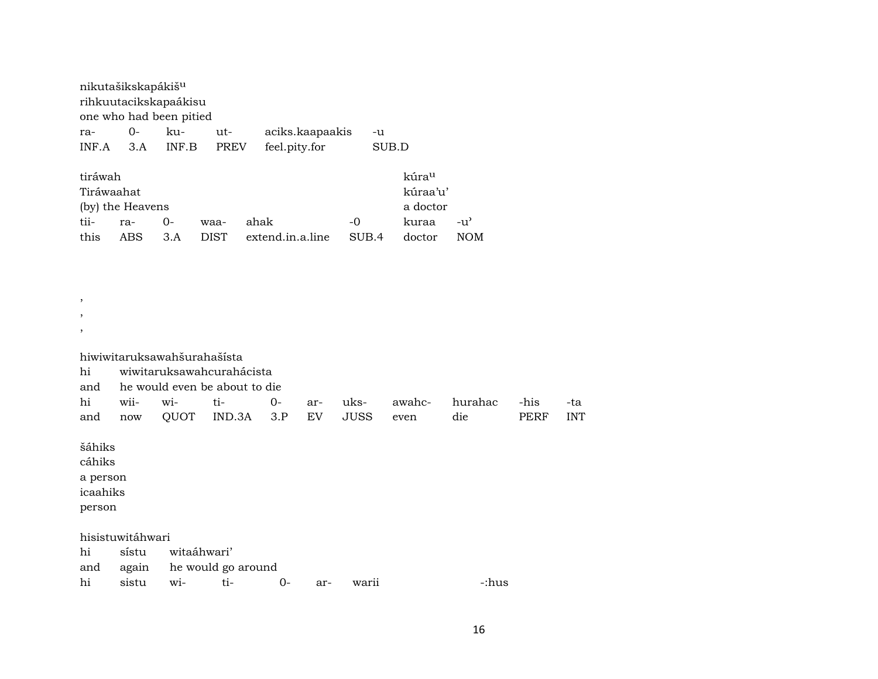nikutašikskapákiš$^{u}$
rihkuutacikskapaákisu
one who had been pitied

| ra- | 0- | ku- | ut- | aciks.kaapaakis | -u |
|---|---|---|---|---|---|
| INF.A | 3.A | INF.B | PREV | feel.pity.for | SUB.D |

tiráwah
Tiráwaahat
(by) the Heavens

| tii- | ra- | 0- | waa- | ahak | -0 |
|---|---|---|---|---|---|
| this | ABS | 3.A | DIST | extend.in.a.line | SUB.4 |

kúra$^{u}$
kúraa'u'
a doctor

| kuraa | -u' |
|---|---|
| doctor | NOM |

,
,
,

hiwiwitaruksawahšurahašísta
hi wiwitaruksawahcurahácista
and he would even be about to die

| hi | wii- | wi- | ti- | 0- | ar- | uks- | awahc- | hurahac | -his | -ta |
|---|---|---|---|---|---|---|---|---|---|---|
| and | now | QUOT | IND.3A | 3.P | EV | JUSS | even | die | PERF | INT |

šáhiks
cáhiks
a person
icaahiks
person

hisistuwitáhwari
hi sístu witaáhwari'
and again he would go around

| hi | sistu | wi- | ti- | 0- | ar- | warii | -:hus |
|---|---|---|---|---|---|---|---|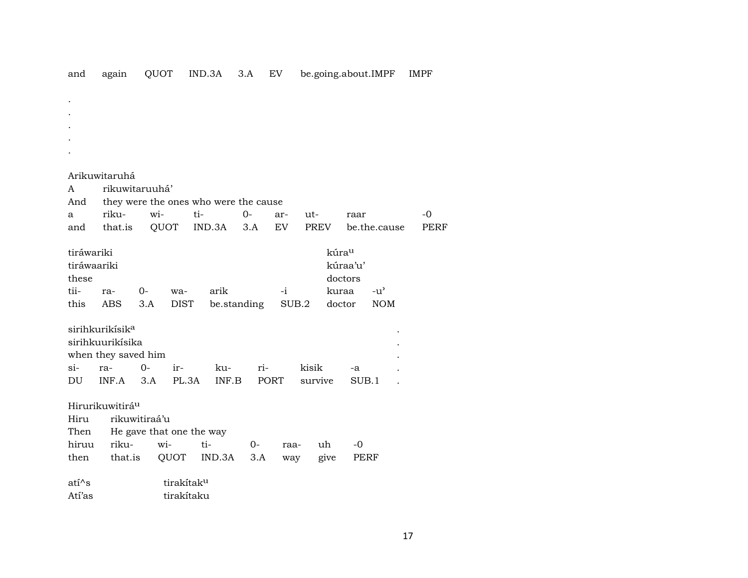| and | again | QUOT | IND.3A | 3.A | EV | be.going.about.IMPF | IMPF |
|---|---|---|---|---|---|---|---|

.
.
.
.
.

Arikuwitaruhá
A rikuwitaruuhá'
And they were the ones who were the cause

| a | riku- | wi- | ti- | 0- | ar- | ut- | raar | -0 |
|---|---|---|---|---|---|---|---|---|
| and | that.is | QUOT | IND.3A | 3.A | EV | PREV | be.the.cause | PERF |

tiráwariki kúra[u]
tiráwaariki kúraa'u'
these doctors

| tii- | ra- | 0- | wa- | arik | -i | kuraa | -u' |
|---|---|---|---|---|---|---|---|
| this | ABS | 3.A | DIST | be.standing | SUB.2 | doctor | NOM |

sirihkurikísik[a] .
sirihkuurikísika .
when they saved him .

| si- | ra- | 0- | ir- | ku- | ri- | kisik | -a | . |
|---|---|---|---|---|---|---|---|---|
| DU | INF.A | 3.A | PL.3A | INF.B | PORT | survive | SUB.1 | . |

Hirurikuwitirá[u]
Hiru rikuwitiraá'u
Then He gave that one the way

| hiruu | riku- | wi- | ti- | 0- | raa- | uh | -0 |
|---|---|---|---|---|---|---|---|
| then | that.is | QUOT | IND.3A | 3.A | way | give | PERF |

atí^s tirakítak[u]
Atí'as tirakítaku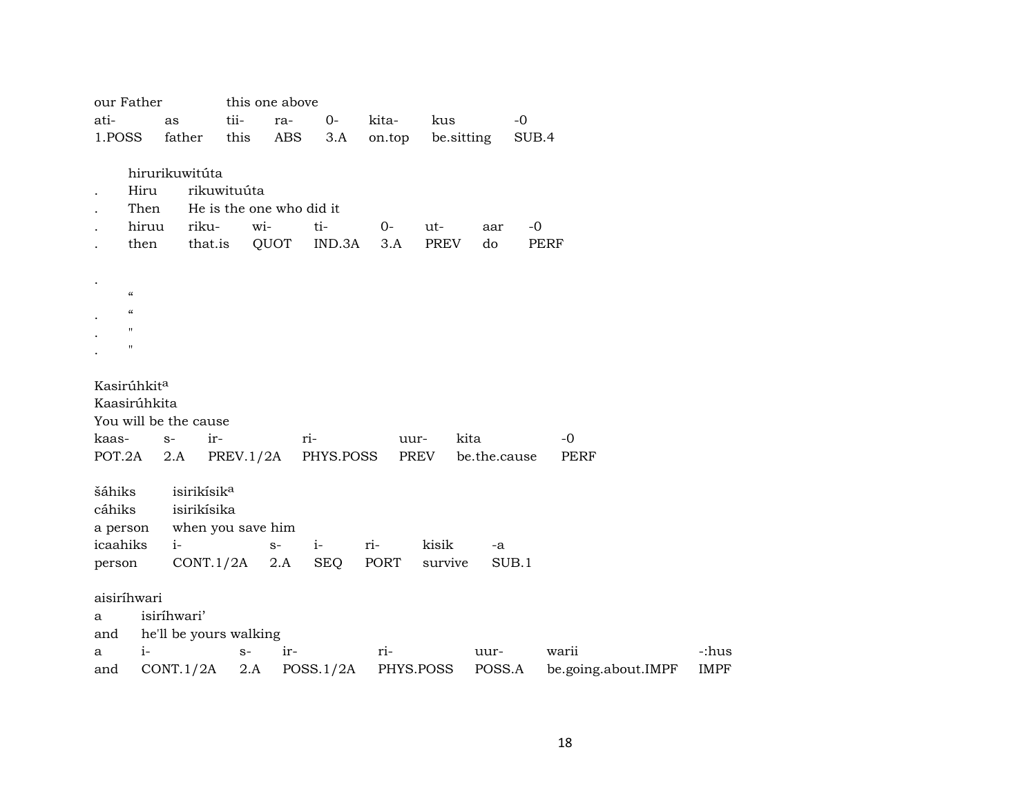our Father this one above

| ati- | as | tii- | ra- | 0- | kita- | kus | -0 |
|---|---|---|---|---|---|---|---|
| 1.POSS | father | this | ABS | 3.A | on.top | be.sitting | SUB.4 |

hirurikuwitúta

| . | Hiru | rikuwituúta | | | | | | |
|---|---|---|---|---|---|---|---|---|
| . | Then | He is the one who did it | | | | | | |
| . | hiruu | riku- | wi- | ti- | 0- | ut- | aar | -0 |
| . | then | that.is | QUOT | IND.3A | 3.A | PREV | do | PERF |

.
“
. “
. "
. "

Kasirúhkit[a]
Kaasirúhkita
You will be the cause

| kaas- | s- | ir- | ri- | uur- | kita | -0 |
|---|---|---|---|---|---|---|
| POT.2A | 2.A | PREV.1/2A | PHYS.POSS | PREV | be.the.cause | PERF |

| šáhiks | isirikísik[a] | | | | | |
|---|---|---|---|---|---|---|
| cáhiks | isirikísika | | | | | |
| a person | when you save him | | | | | |
| icaahiks | i- | s- | i- | ri- | kisik | -a |
| person | CONT.1/2A | 2.A | SEQ | PORT | survive | SUB.1 |

aisiríhwari

| a | isiríhwari’ | | | | | | |
|---|---|---|---|---|---|---|---|
| and | he'll be yours walking | | | | | | |
| a | i- | s- | ir- | ri- | uur- | warii | -:hus |
| and | CONT.1/2A | 2.A | POSS.1/2A | PHYS.POSS | POSS.A | be.going.about.IMPF | IMPF |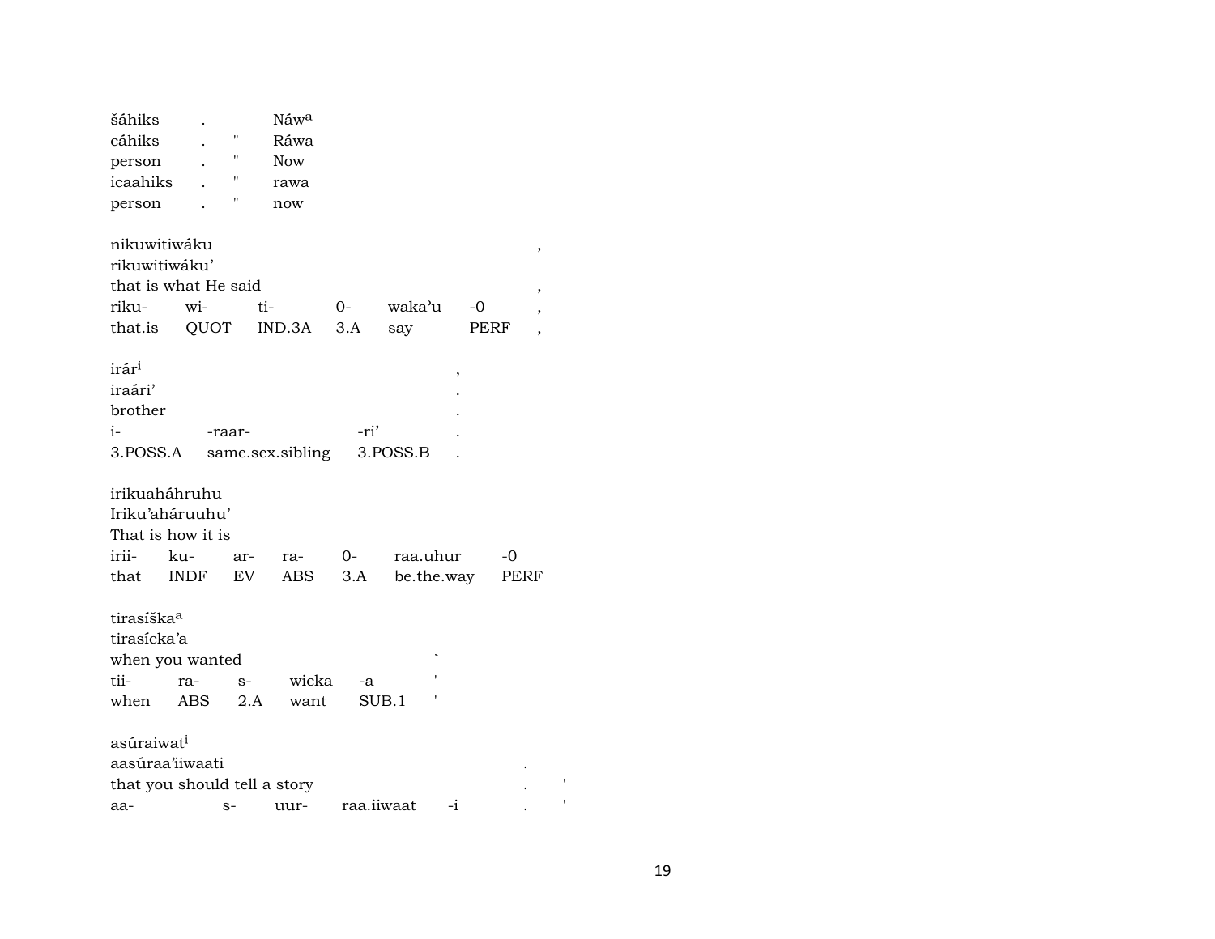šáhiks . Náw[a]
cáhiks . " Ráwa
person . " Now
icaahiks . " rawa
person . " now

nikuwitiwáku ,
rikuwitiwáku'
that is what He said ,

| riku- | wi- | ti- | 0- | waka'u | -0 | , |
|---|---|---|---|---|---|---|
| that.is | QUOT | IND.3A | 3.A | say | PERF | , |

irár[i] ,
iraári' .
brother .

| i- | -raar- | -ri' | . |
|---|---|---|---|
| 3.POSS.A | same.sex.sibling | 3.POSS.B | . |

irikuaháhruhu
Iriku'aháruuhu'
That is how it is

| irii- | ku- | ar- | ra- | 0- | raa.uhur | -0 |
|---|---|---|---|---|---|---|
| that | INDF | EV | ABS | 3.A | be.the.way | PERF |

tirasíška[a]
tirasícka'a
when you wanted `

| tii- | ra- | s- | wicka | -a | ' |
|---|---|---|---|---|---|
| when | ABS | 2.A | want | SUB.1 | ' |

asúraiwat[i]
aasúraa'iiwaati .
that you should tell a story . '

| aa- | s- | uur- | raa.iiwaat | -i | . | ' |
|---|---|---|---|---|---|---|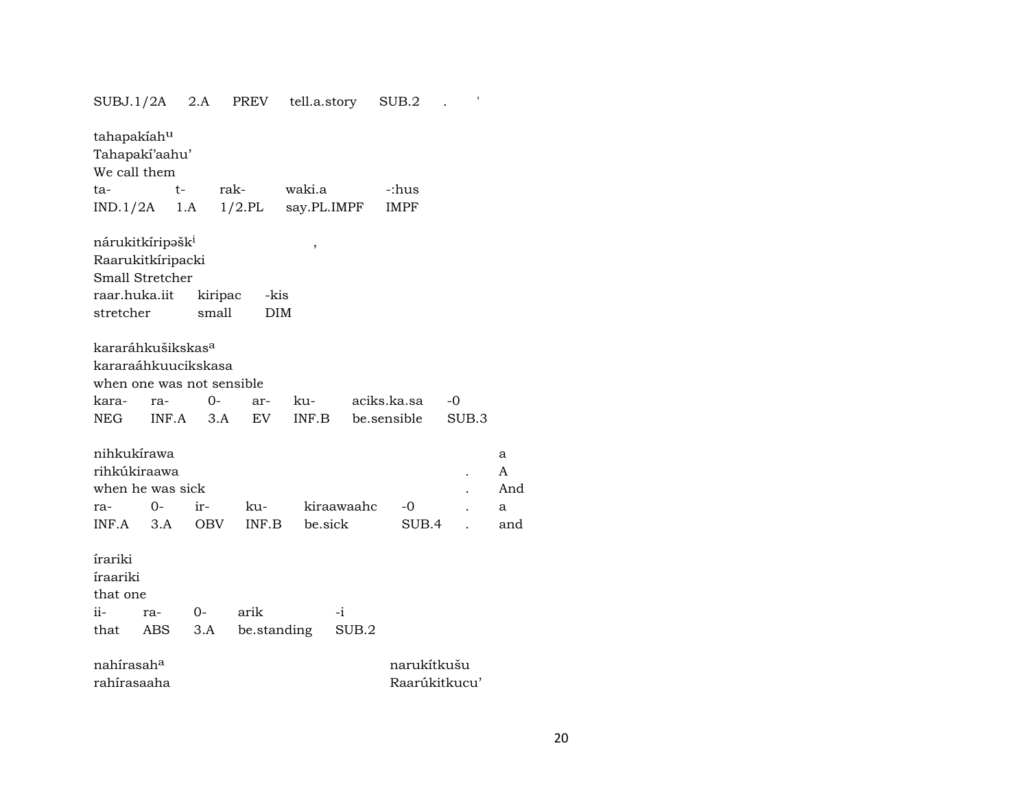SUBJ.1/2A 2.A PREV tell.a.story SUB.2 . '

tahapakíah[u]
Tahapakí'aahu'
We call them
ta- t- rak- waki.a -:hus
IND.1/2A 1.A 1/2.PL say.PL.IMPF IMPF

nárukitkíripəšk[i] ,
Raarukitkíripacki
Small Stretcher
raar.huka.iit kiripac -kis
stretcher small DIM

kararáhkušikskas[a]
kararaáhkuucikskasa
when one was not sensible
kara- ra- 0- ar- ku- aciks.ka.sa -0
NEG INF.A 3.A EV INF.B be.sensible SUB.3

nihkukírawa . a
rihkúkiraawa . A
when he was sick . And
ra- 0- ir- ku- kiraawaahc -0 . a
INF.A 3.A OBV INF.B be.sick SUB.4 . and

írariki
íraariki
that one
ii- ra- 0- arik -i
that ABS 3.A be.standing SUB.2

nahírasah[a] narukítkušu
rahírasaaha Raarúkitkucu'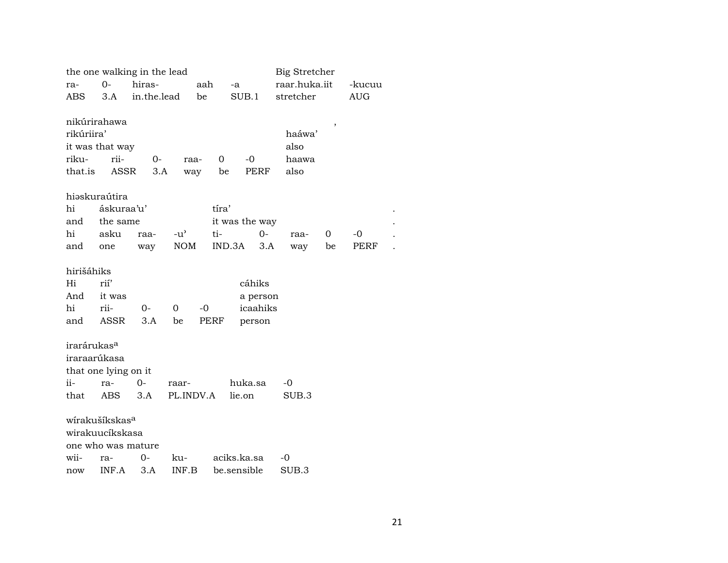| the one walking in the lead | | | | | Big Stretcher | |
|---|---|---|---|---|---|---|
| ra- | 0- | hiras- | aah | -a | raar.huka.iit | -kucuu |
| ABS | 3.A | in.the.lead | be | SUB.1 | stretcher | AUG |

nikúrirahawa ,

| rikúriira' | | | | | | haáwa' |
|---|---|---|---|---|---|---|
| it was that way | | | | | | also |
| riku- | rii- | 0- | raa- | 0 | -0 | haawa |
| that.is | ASSR | 3.A | way | be | PERF | also |

hiəskuraútira

| hi | áskuraa'u' | | | tíra' | | | | | . |
|---|---|---|---|---|---|---|---|---|---|
| and | the same | | | it was the way | | | | | . |
| hi | asku | raa- | -u' | ti- | 0- | raa- | 0 | -0 | . |
| and | one | way | NOM | IND.3A | 3.A | way | be | PERF | . |

hirišáhiks

| Hi | rií' | | | | cáhiks |
|---|---|---|---|---|---|
| And | it was | | | | a person |
| hi | rii- | 0- | 0 | -0 | icaahiks |
| and | ASSR | 3.A | be | PERF | person |

irarárukas[a]

| iraraarúkasa | | | | | |
|---|---|---|---|---|---|
| that one lying on it | | | | | |
| ii- | ra- | 0- | raar- | huka.sa | -0 |
| that | ABS | 3.A | PL.INDV.A | lie.on | SUB.3 |

wírakušíkskas[a]

| wirakuucíkskasa | | | | | |
|---|---|---|---|---|---|
| one who was mature | | | | | |
| wii- | ra- | 0- | ku- | aciks.ka.sa | -0 |
| now | INF.A | 3.A | INF.B | be.sensible | SUB.3 |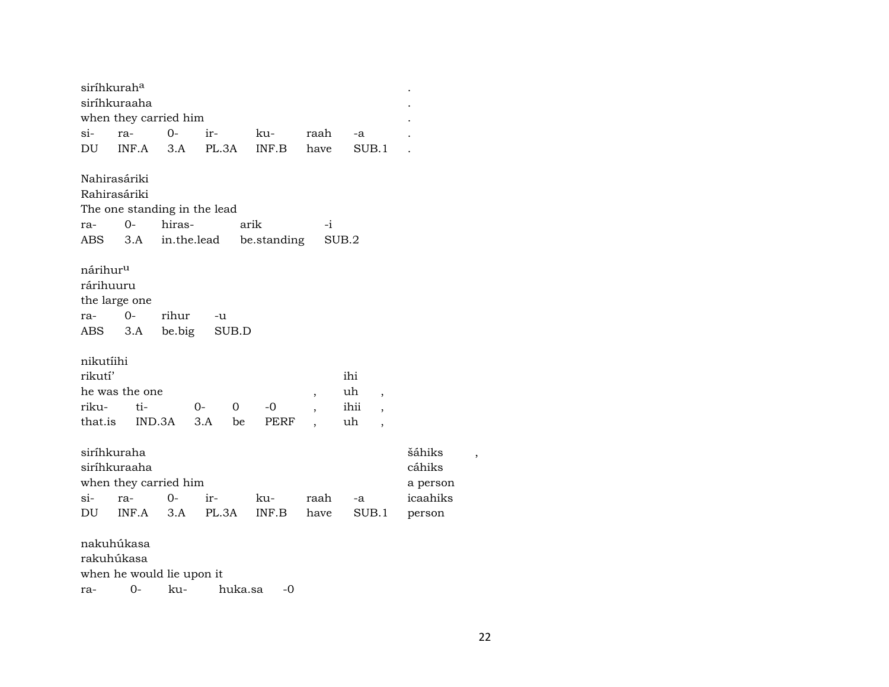| siríhkurah[a] | | | | | | | . |
|---|---|---|---|---|---|---|---|
| siríhkuraaha | | | | | | | . |
| when they carried him | | | | | | | . |
| si- | ra- | 0- | ir- | ku- | raah | -a | . |
| DU | INF.A | 3.A | PL.3A | INF.B | have | SUB.1 | . |

| Nahirasáriki | | | | |
|---|---|---|---|---|
| Rahirasáriki | | | | |
| The one standing in the lead | | | | |
| ra- | 0- | hiras- | arik | -i |
| ABS | 3.A | in.the.lead | be.standing | SUB.2 |

| nárihur[u] | | | |
|---|---|---|---|
| rárihuuru | | | |
| the large one | | | |
| ra- | 0- | rihur | -u |
| ABS | 3.A | be.big | SUB.D |

| nikutíihi | | | | | | | |
|---|---|---|---|---|---|---|---|
| rikutí’ | | | | | | ihi | |
| he was the one | | | | | , | uh | , |
| riku- | ti- | 0- | 0 | -0 | , | ihii | , |
| that.is | IND.3A | 3.A | be | PERF | , | uh | , |

| siríhkuraha | | | | | | | šáhiks | , |
|---|---|---|---|---|---|---|---|---|
| siríhkuraaha | | | | | | | cáhiks | |
| when they carried him | | | | | | | a person | |
| si- | ra- | 0- | ir- | ku- | raah | -a | icaahiks | |
| DU | INF.A | 3.A | PL.3A | INF.B | have | SUB.1 | person | |

| nakuhúkasa | | | | |
|---|---|---|---|---|
| rakuhúkasa | | | | |
| when he would lie upon it | | | | |
| ra- | 0- | ku- | huka.sa | -0 |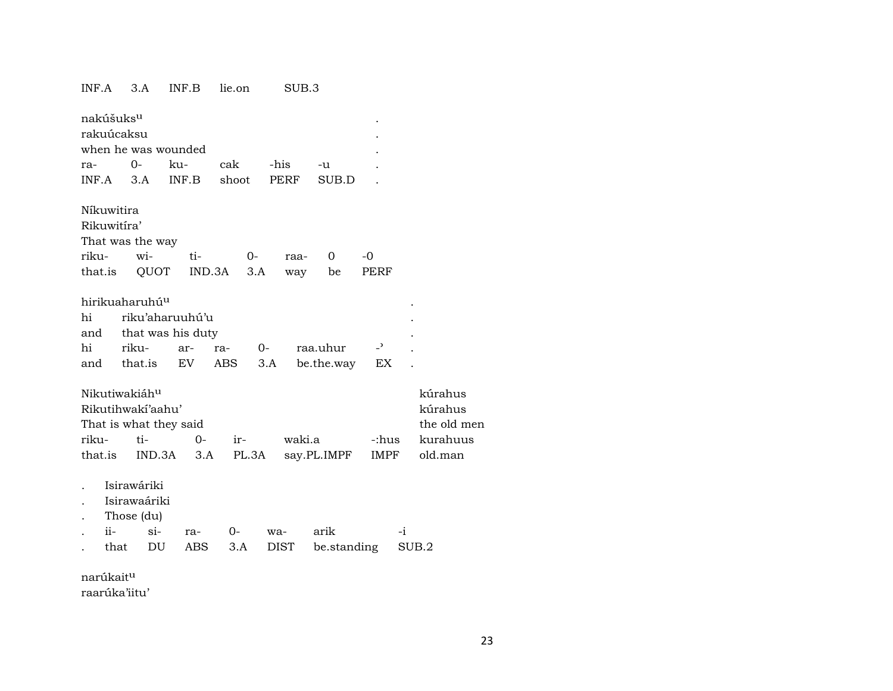INF.A 3.A INF.B lie.on SUB.3

nakúšuks^u .
rakuúcaksu .
when he was wounded .

| ra- | 0- | ku- | cak | -his | -u | . |
|---|---|---|---|---|---|---|
| INF.A | 3.A | INF.B | shoot | PERF | SUB.D | . |

Níkuwitira
Rikuwitíra'
That was the way

| riku- | wi- | ti- | 0- | raa- | 0 | -0 |
|---|---|---|---|---|---|---|
| that.is | QUOT | IND.3A | 3.A | way | be | PERF |

hirikuaharuhú^u .
hi riku'aharuuhú'u .
and that was his duty .

| hi | riku- | ar- | ra- | 0- | raa.uhur | -' | . |
|---|---|---|---|---|---|---|---|
| and | that.is | EV | ABS | 3.A | be.the.way | EX | . |

Nikutiwakiáh^u kúrahus
Rikutihwakí'aahu' kúrahus
That is what they said the old men

| riku- | ti- | 0- | ir- | waki.a | -:hus | kurahuus |
|---|---|---|---|---|---|---|
| that.is | IND.3A | 3.A | PL.3A | say.PL.IMPF | IMPF | old.man |

. Isirawáriki
. Isirawaáriki
. Those (du)

| . | ii- | si- | ra- | 0- | wa- | arik | -i |
|---|---|---|---|---|---|---|---|
| . | that | DU | ABS | 3.A | DIST | be.standing | SUB.2 |

narúkait^u
raarúka'iitu'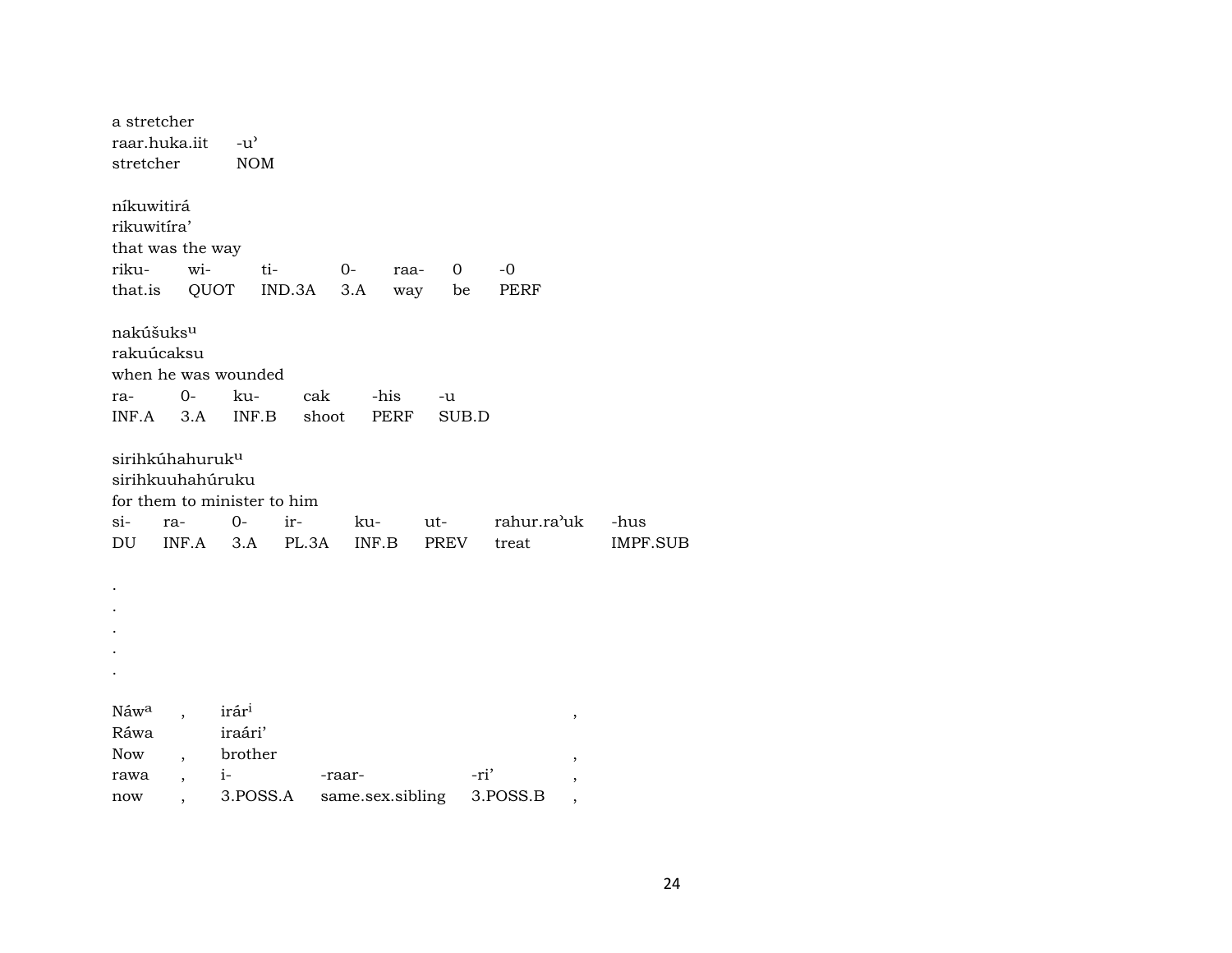a stretcher
raar.huka.iit -u’
stretcher NOM

níkuwitirá
rikuwitíra’
that was the way

| riku- | wi- | ti- | 0- | raa- | 0 | -0 |
|---|---|---|---|---|---|---|
| that.is | QUOT | IND.3A | 3.A | way | be | PERF |

nakúšuks<sup>u</sup>
rakuúcaksu
when he was wounded

| ra- | 0- | ku- | cak | -his | -u |
|---|---|---|---|---|---|
| INF.A | 3.A | INF.B | shoot | PERF | SUB.D |

sirihkúhahuruk<sup>u</sup>
sirihkuuhahúruku
for them to minister to him

| si- | ra- | 0- | ir- | ku- | ut- | rahur.ra’uk | -hus |
|---|---|---|---|---|---|---|---|
| DU | INF.A | 3.A | PL.3A | INF.B | PREV | treat | IMPF.SUB |

.
.
.
.
.

Náw<sup>a</sup> , irár<sup>i</sup> ,
Ráwa iraári’
Now , brother ,

| rawa | , | i- | -raar- | -ri’ | , |
|---|---|---|---|---|---|
| now | , | 3.POSS.A | same.sex.sibling | 3.POSS.B | , |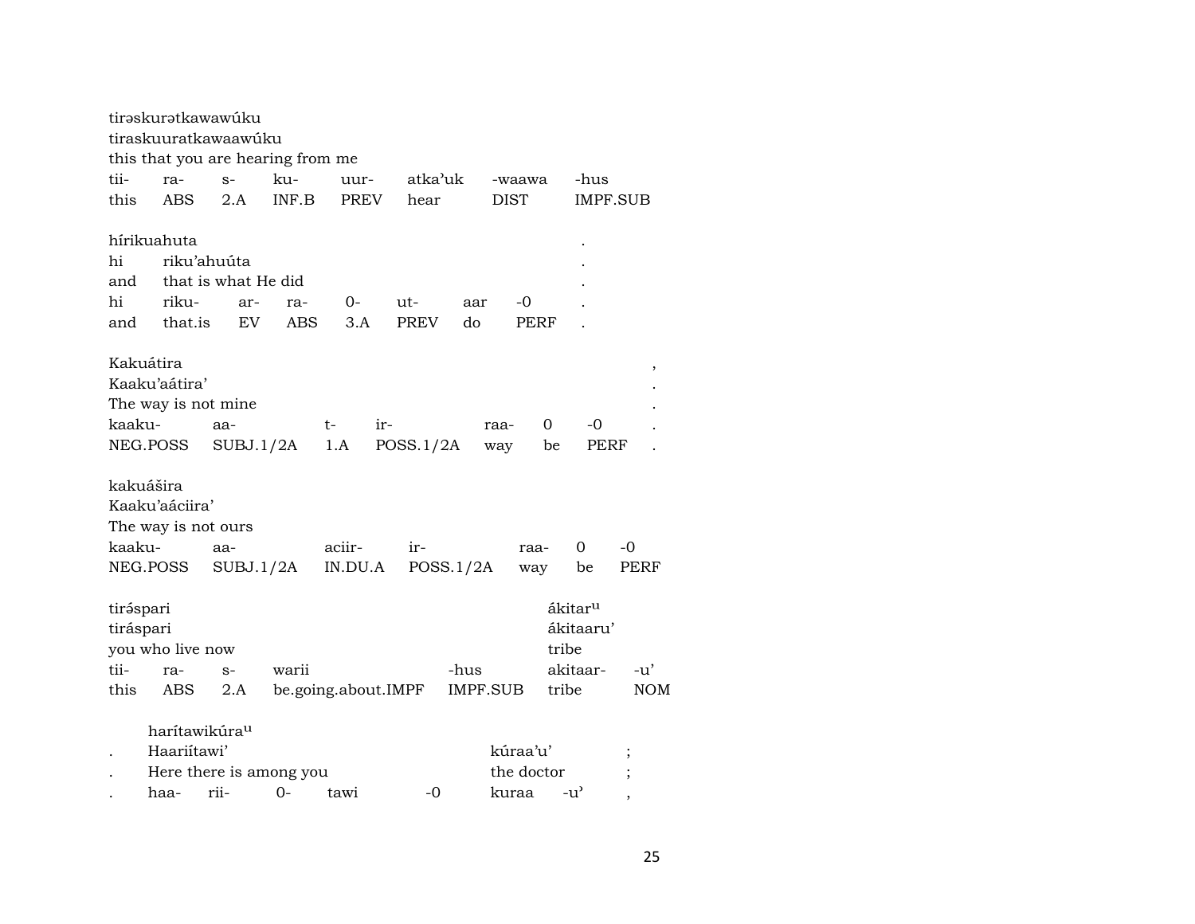tirəskurətkawawúku
tiraskuuratkawaawúku
this that you are hearing from me

| tii- | ra- | s- | ku- | uur- | atka'uk | -waawa | -hus |
|---|---|---|---|---|---|---|---|
| this | ABS | 2.A | INF.B | PREV | hear | DIST | IMPF.SUB |

hírikuahuta .
hi riku'ahuúta .
and that is what He did .

| hi | riku- | ar- | ra- | 0- | ut- | aar | -0 | . |
|---|---|---|---|---|---|---|---|---|
| and | that.is | EV | ABS | 3.A | PREV | do | PERF | . |

Kakuátira ,
Kaaku'aátira' .
The way is not mine .

| kaaku- | aa- | t- | ir- | raa- | 0 | -0 | . |
|---|---|---|---|---|---|---|---|
| NEG.POSS | SUBJ.1/2A | 1.A | POSS.1/2A | way | be | PERF | . |

kakuášira
Kaaku'aáciira'
The way is not ours

| kaaku- | aa- | aciir- | ir- | raa- | 0 | -0 |
|---|---|---|---|---|---|---|
| NEG.POSS | SUBJ.1/2A | IN.DU.A | POSS.1/2A | way | be | PERF |

tirə́spari ákitar^u
tiráspari ákitaaru'
you who live now tribe

| tii- | ra- | s- | warii | -hus | akitaar- | -u' |
|---|---|---|---|---|---|---|
| this | ABS | 2.A | be.going.about.IMPF | IMPF.SUB | tribe | NOM |

harítawikúra^u
. Haariítawi' kúraa'u' ;
. Here there is among you the doctor ;

| . | haa- | rii- | 0- | tawi | -0 | kuraa | -u' | , |
|---|---|---|---|---|---|---|---|---|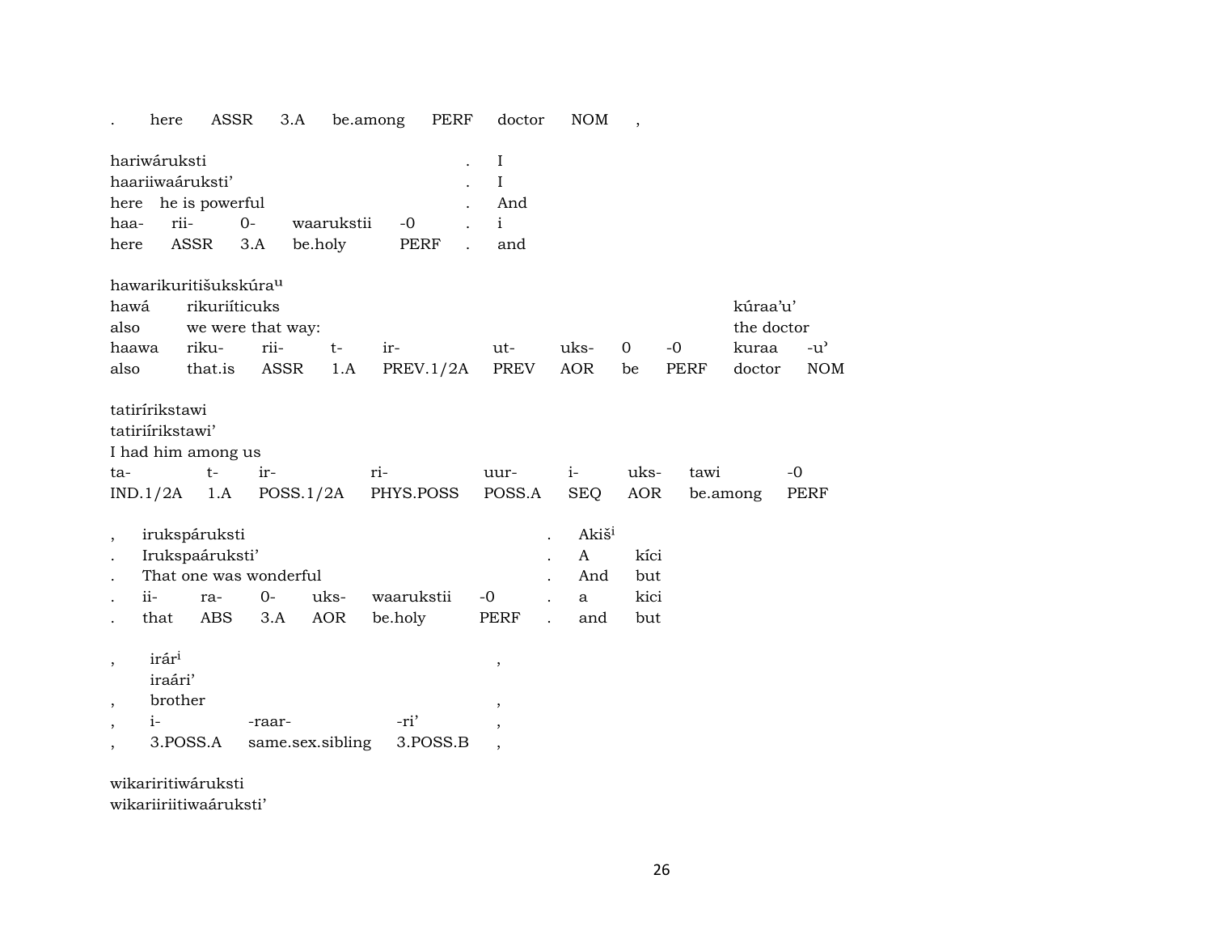| . | here | ASSR | 3.A | be.among | PERF | doctor | NOM | , |
|---|---|---|---|---|---|---|---|---|

| hariwáruksti | | | | | . | I |
|---|---|---|---|---|---|---|
| haariiwaáruksti’ | | | | | . | I |
| here | he is powerful | | | | . | And |
| haa- | rii- | 0- | waarukstii | -0 | . | i |
| here | ASSR | 3.A | be.holy | PERF | . | and |

| hawarikuritišukskúra[u] | | | | | | | | | | |
|---|---|---|---|---|---|---|---|---|---|---|
| hawá | rikuriíticuks | | | | | | | | kúraa’u’ | |
| also | we were that way: | | | | | | | | the doctor | |
| haawa | riku- | rii- | t- | ir- | ut- | uks- | 0 | -0 | kuraa | -u’ |
| also | that.is | ASSR | 1.A | PREV.1/2A | PREV | AOR | be | PERF | doctor | NOM |

| tatiríríkstawi | | | | | | | | |
|---|---|---|---|---|---|---|---|---|
| tatiriírikstawi’ | | | | | | | | |
| I had him among us | | | | | | | | |
| ta- | t- | ir- | ri- | uur- | i- | uks- | tawi | -0 |
| IND.1/2A | 1.A | POSS.1/2A | PHYS.POSS | POSS.A | SEQ | AOR | be.among | PERF |

| , | irukspáruksti | | | | | . | Akiš[i] | |
|---|---|---|---|---|---|---|---|---|
| . | Irukspaáruksti’ | | | | | . | A | kíci |
| . | That one was wonderful | | | | | . | And | but |
| . | ii- | ra- | 0- | uks- | waarukstii | -0 | . | a | kici |
| . | that | ABS | 3.A | AOR | be.holy | PERF | . | and | but |

| , | irár[i] | | | , |
|---|---|---|---|---|
| | iraári’ | | | |
| , | brother | | | , |
| , | i- | -raar- | -ri’ | , |
| , | 3.POSS.A | same.sex.sibling | 3.POSS.B | , |

wikariritiwáruksti
wikariiriitiwaáruksti’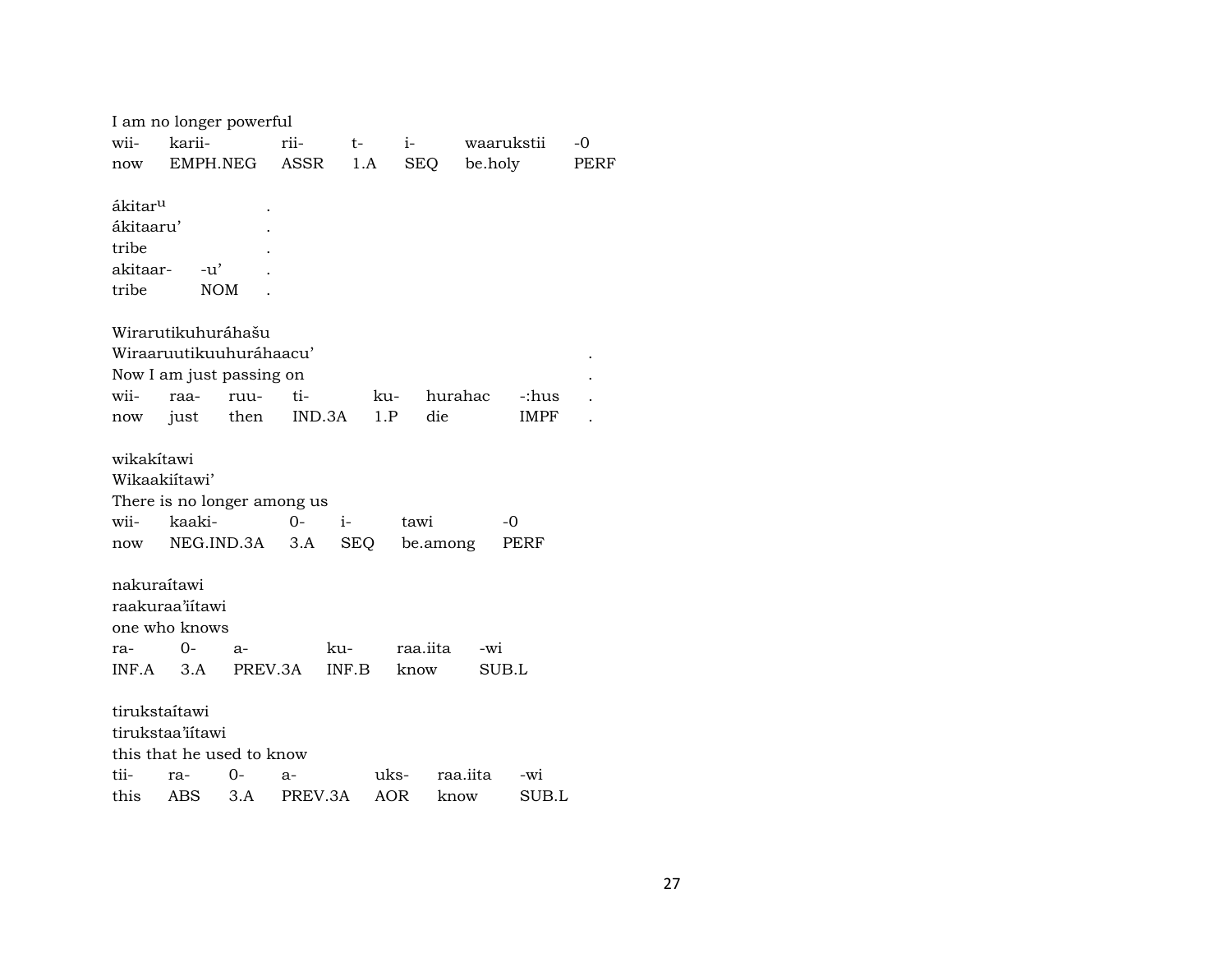I am no longer powerful

| wii- | karii- | rii- | t- | i- | waarukstii | -0 |
|---|---|---|---|---|---|---|
| now | EMPH.NEG | ASSR | 1.A | SEQ | be.holy | PERF |

ákitar$^{u}$ .
ákitaaru' .
tribe .

| akitaar- | -u' | . |
|---|---|---|
| tribe | NOM | . |

Wirarutikuhuráhašu
Wiraaruutikuuhuráhaacu' .
Now I am just passing on .

| wii- | raa- | ruu- | ti- | ku- | hurahac | -:hus | . |
|---|---|---|---|---|---|---|---|
| now | just | then | IND.3A | 1.P | die | IMPF | . |

wikakítawi
Wikaakiítawi'
There is no longer among us

| wii- | kaaki- | 0- | i- | tawi | -0 |
|---|---|---|---|---|---|
| now | NEG.IND.3A | 3.A | SEQ | be.among | PERF |

nakuraítawi
raakuraa'iítawi
one who knows

| ra- | 0- | a- | ku- | raa.iita | -wi |
|---|---|---|---|---|---|
| INF.A | 3.A | PREV.3A | INF.B | know | SUB.L |

tirukstaítawi
tirukstaa'iítawi
this that he used to know

| tii- | ra- | 0- | a- | uks- | raa.iita | -wi |
|---|---|---|---|---|---|---|
| this | ABS | 3.A | PREV.3A | AOR | know | SUB.L |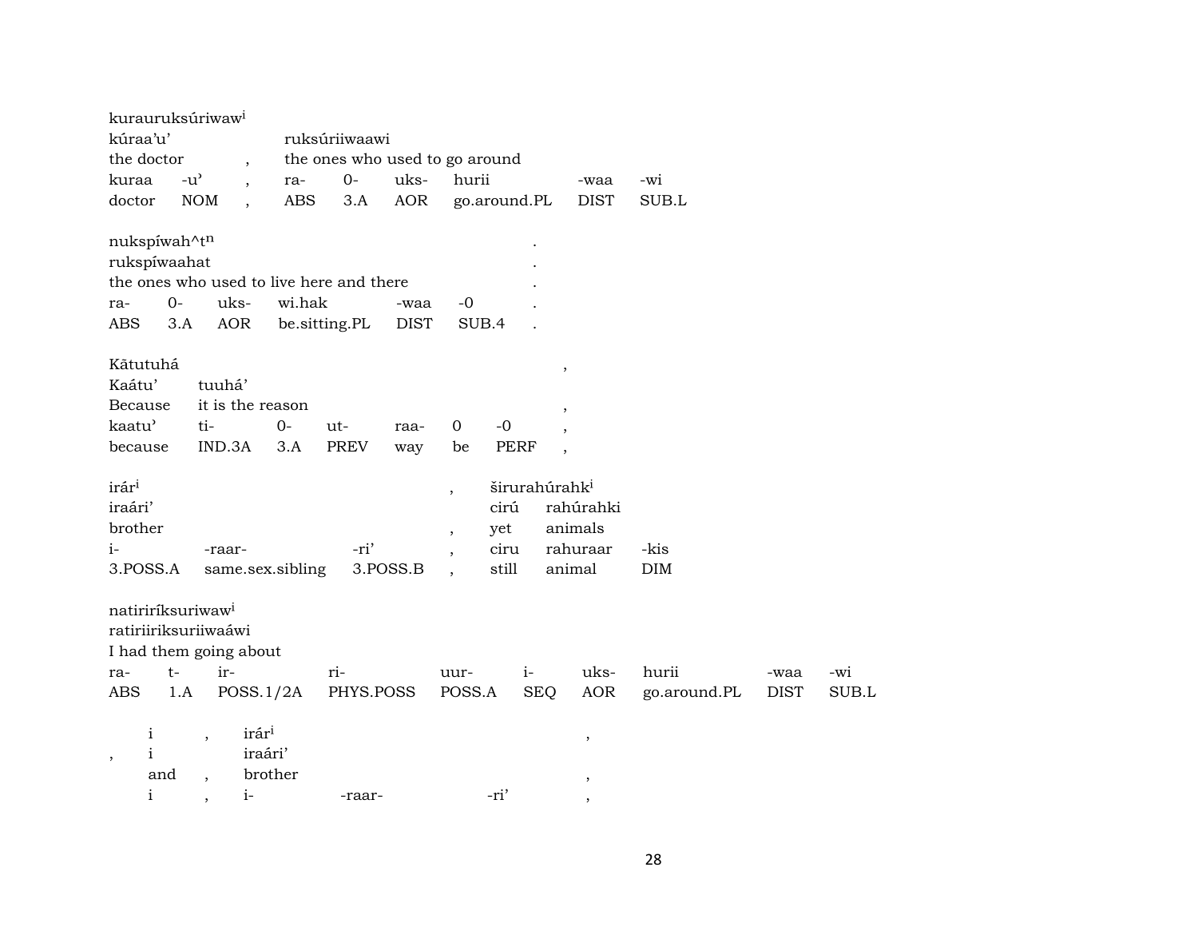kurauruksúriwaw^i
kúraa'u' ruksúriiwaawi
the doctor , the ones who used to go around

| kuraa | -u' | , | ra- | 0- | uks- | hurii | -waa | -wi |
|---|---|---|---|---|---|---|---|---|
| doctor | NOM | , | ABS | 3.A | AOR | go.around.PL | DIST | SUB.L |

nukspíwah^t^n .
rukspíwaahat .
the ones who used to live here and there .

| ra- | 0- | uks- | wi.hak | -waa | -0 | . |
|---|---|---|---|---|---|---|
| ABS | 3.A | AOR | be.sitting.PL | DIST | SUB.4 | . |

Kãtutuhá ,
Kaátu' tuuhá'
Because it is the reason ,

| kaatu' | ti- | 0- | ut- | raa- | 0 | -0 | , |
|---|---|---|---|---|---|---|---|
| because | IND.3A | 3.A | PREV | way | be | PERF | , |

irár^i , širurahúrahk^i
iraári' cirú rahúrahki
brother , yet animals

| i- | -raar- | -ri' | , | ciru | rahuraar | -kis |
|---|---|---|---|---|---|---|
| 3.POSS.A | same.sex.sibling | 3.POSS.B | , | still | animal | DIM |

natiriríksuriwaw^i
ratiriiriksuriiwaáwi
I had them going about

| ra- | t- | ir- | ri- | uur- | i- | uks- | hurii | -waa | -wi |
|---|---|---|---|---|---|---|---|---|---|
| ABS | 1.A | POSS.1/2A | PHYS.POSS | POSS.A | SEQ | AOR | go.around.PL | DIST | SUB.L |

i , irár^i ,
, i iraári'
and , brother ,

| i | , | i- | -raar- | -ri' | , |
|---|---|---|---|---|---|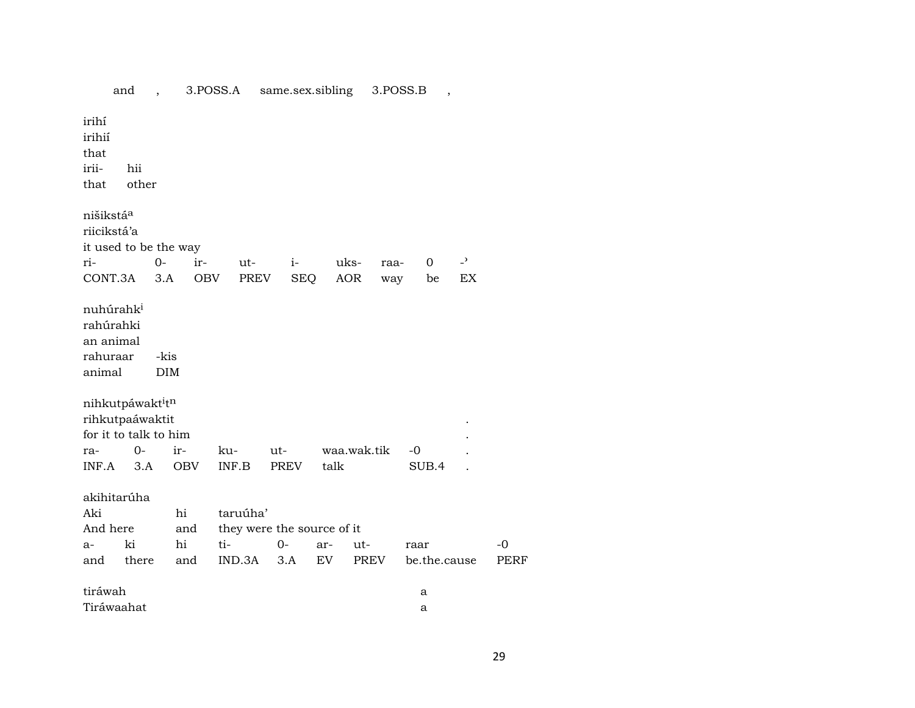| and | , | 3.POSS.A | same.sex.sibling | 3.POSS.B | , |
|---|---|---|---|---|---|

irihí
irihií
that

| irii- | hii |
|---|---|
| that | other |

nišikstá[a]
riicikstá'a
it used to be the way

| ri- | 0- | ir- | ut- | i- | uks- | raa- | 0 | -' |
|---|---|---|---|---|---|---|---|---|
| CONT.3A | 3.A | OBV | PREV | SEQ | AOR | way | be | EX |

nuhúrahk[i]
rahúrahki
an animal

| rahuraar | -kis |
|---|---|
| animal | DIM |

nihkutpáwakt[i]t[n]
rihkutpaáwaktit .
for it to talk to him .

| ra- | 0- | ir- | ku- | ut- | waa.wak.tik | -0 | . |
|---|---|---|---|---|---|---|---|
| INF.A | 3.A | OBV | INF.B | PREV | talk | SUB.4 | . |

akihitarúha

| Aki | hi | taruúha' |
|---|---|---|
| And here | and | they were the source of it |

| a- | ki | hi | ti- | 0- | ar- | ut- | raar | -0 |
|---|---|---|---|---|---|---|---|---|
| and | there | and | IND.3A | 3.A | EV | PREV | be.the.cause | PERF |

tiráwah a
Tiráwaahat a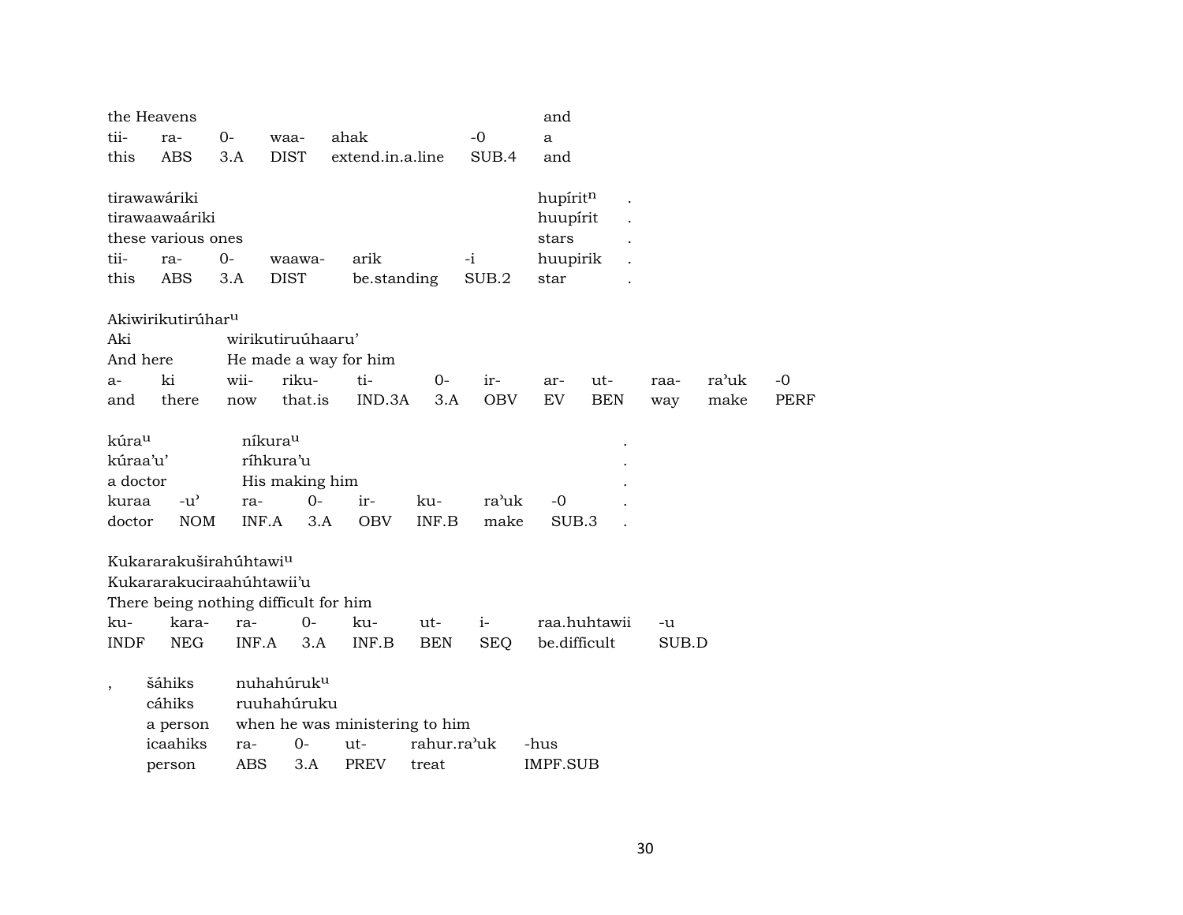| the Heavens | | | | | | and |
|---|---|---|---|---|---|---|
| tii- | ra- | 0- | waa- | ahak | -0 | a |
| this | ABS | 3.A | DIST | extend.in.a.line | SUB.4 | and |

| tirawawáriki | | | | | | hupírit$^{n}$ | . |
|---|---|---|---|---|---|---|---|
| tirawaawaáriki | | | | | | huupírit | . |
| these various ones | | | | | | stars | . |
| tii- | ra- | 0- | waawa- | arik | -i | huupirik | . |
| this | ABS | 3.A | DIST | be.standing | SUB.2 | star | . |

| Akiwirikutirúhar$^{u}$ | | | | | | | | | | | | |
|---|---|---|---|---|---|---|---|---|---|---|---|---|
| Aki | | wirikutiruúhaaru' | | | | | | | | | | |
| And here | | He made a way for him | | | | | | | | | | |
| a- | ki | wii- | riku- | ti- | 0- | ir- | ar- | ut- | raa- | ra'uk | -0 | |
| and | there | now | that.is | IND.3A | 3.A | OBV | EV | BEN | way | make | PERF | |

| kúra$^{u}$ | | níkura$^{u}$ | | | | | | . |
|---|---|---|---|---|---|---|---|---|
| kúraa'u' | | ríhkura'u | | | | | | . |
| a doctor | | His making him | | | | | | . |
| kuraa | -u' | ra- | 0- | ir- | ku- | ra'uk | -0 | . |
| doctor | NOM | INF.A | 3.A | OBV | INF.B | make | SUB.3 | . |

| Kukararakuširahúhtawi$^{u}$ | | | | | | | | |
|---|---|---|---|---|---|---|---|---|
| Kukararakuciraahúhtawii'u | | | | | | | | |
| There being nothing difficult for him | | | | | | | | |
| ku- | kara- | ra- | 0- | ku- | ut- | i- | raa.huhtawii | -u |
| INDF | NEG | INF.A | 3.A | INF.B | BEN | SEQ | be.difficult | SUB.D |

| , | šáhiks | nuhahúruk$^{u}$ | | | | |
|---|---|---|---|---|---|---|
| | cáhiks | ruuhahúruku | | | | |
| | a person | when he was ministering to him | | | | |
| | icaahiks | ra- | 0- | ut- | rahur.ra'uk | -hus |
| | person | ABS | 3.A | PREV | treat | IMPF.SUB |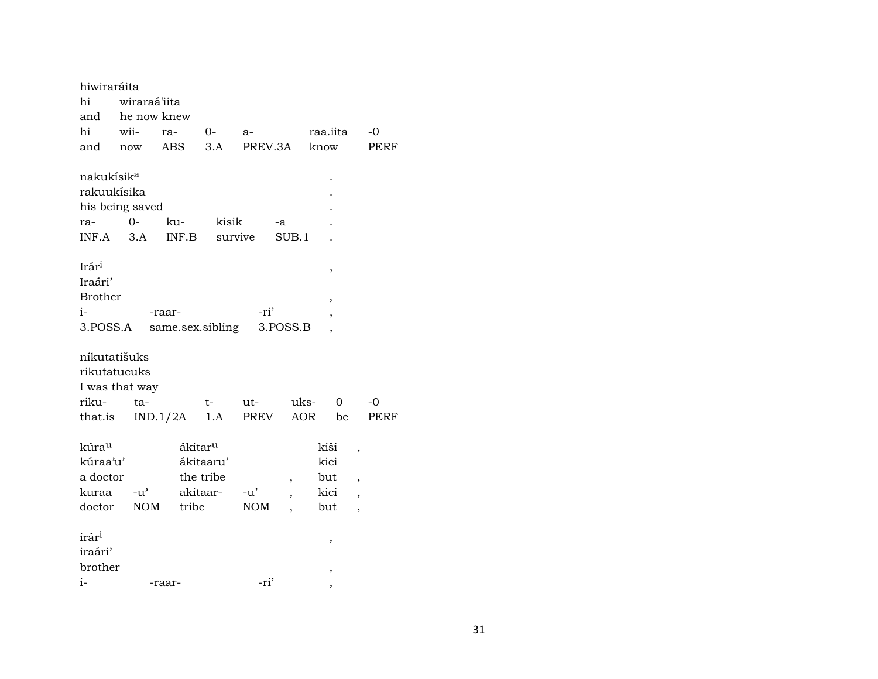hiwiraráita
hi wiraraá'iita
and he now knew

| hi | wii- | ra- | 0- | a- | raa.iita | -0 |
|---|---|---|---|---|---|---|
| and | now | ABS | 3.A | PREV.3A | know | PERF |

nakukísik[a] .
rakuukísika .
his being saved .

| ra- | 0- | ku- | kisik | -a | . |
|---|---|---|---|---|---|
| INF.A | 3.A | INF.B | survive | SUB.1 | . |

Irár[i] ,
Iraári'
Brother ,

| i- | -raar- | -ri' | , |
|---|---|---|---|
| 3.POSS.A | same.sex.sibling | 3.POSS.B | , |

níkutatišuks
rikutatucuks
I was that way

| riku- | ta- | t- | ut- | uks- | 0 | -0 |
|---|---|---|---|---|---|---|
| that.is | IND.1/2A | 1.A | PREV | AOR | be | PERF |

kúra[u] ákitar[u] kiši ,
kúraa'u' ákitaaru' kici
a doctor the tribe , but ,

| kuraa | -u' | akitaar- | -u' | , | kici | , |
|---|---|---|---|---|---|---|
| doctor | NOM | tribe | NOM | , | but | , |

irár[i] ,
iraári'
brother ,

| i- | -raar- | -ri' | , |
|---|---|---|---|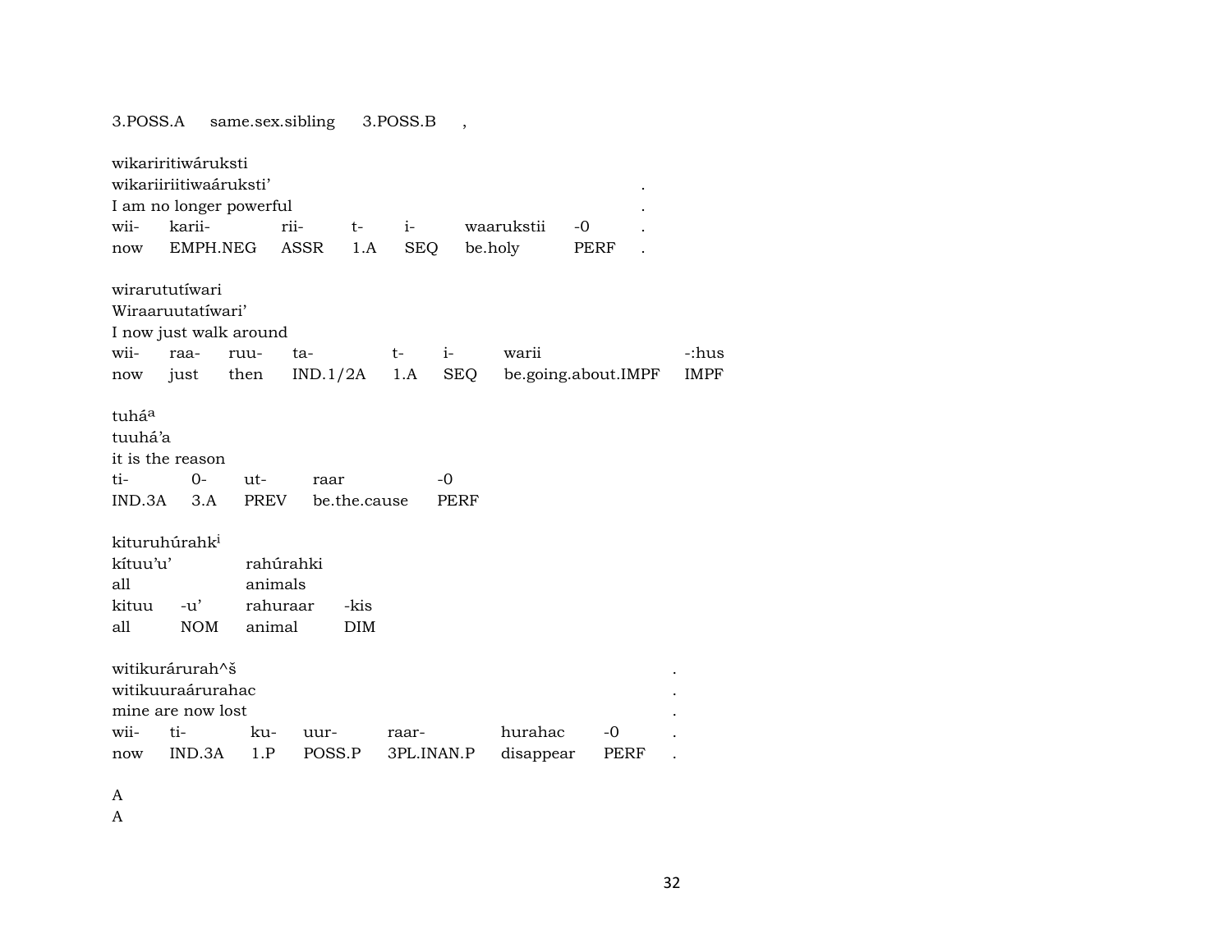| 3.POSS.A | same.sex.sibling | 3.POSS.B | , |
|---|---|---|---|

wikariritiwáruksti
wikariiriitiwaáruksti’ .
I am no longer powerful .

| wii- | karii- | rii- | t- | i- | waarukstii | -0 | . |
|---|---|---|---|---|---|---|---|
| now | EMPH.NEG | ASSR | 1.A | SEQ | be.holy | PERF | . |

wirarututíwari
Wiraaruutatíwari’
I now just walk around

| wii- | raa- | ruu- | ta- | t- | i- | warii | -:hus |
|---|---|---|---|---|---|---|---|
| now | just | then | IND.1/2A | 1.A | SEQ | be.going.about.IMPF | IMPF |

tuhá[a]
tuuhá’a
it is the reason

| ti- | 0- | ut- | raar | -0 |
|---|---|---|---|---|
| IND.3A | 3.A | PREV | be.the.cause | PERF |

kituruhúrahk[i]

| kítuu’u’ | | rahúrahki | |
|---|---|---|---|
| all | | animals | |
| kituu | -u’ | rahuraar | -kis |
| all | NOM | animal | DIM |

witikurárurah^š .
witikuuraárurahac .
mine are now lost .

| wii- | ti- | ku- | uur- | raar- | hurahac | -0 | . |
|---|---|---|---|---|---|---|---|
| now | IND.3A | 1.P | POSS.P | 3PL.INAN.P | disappear | PERF | . |

A
A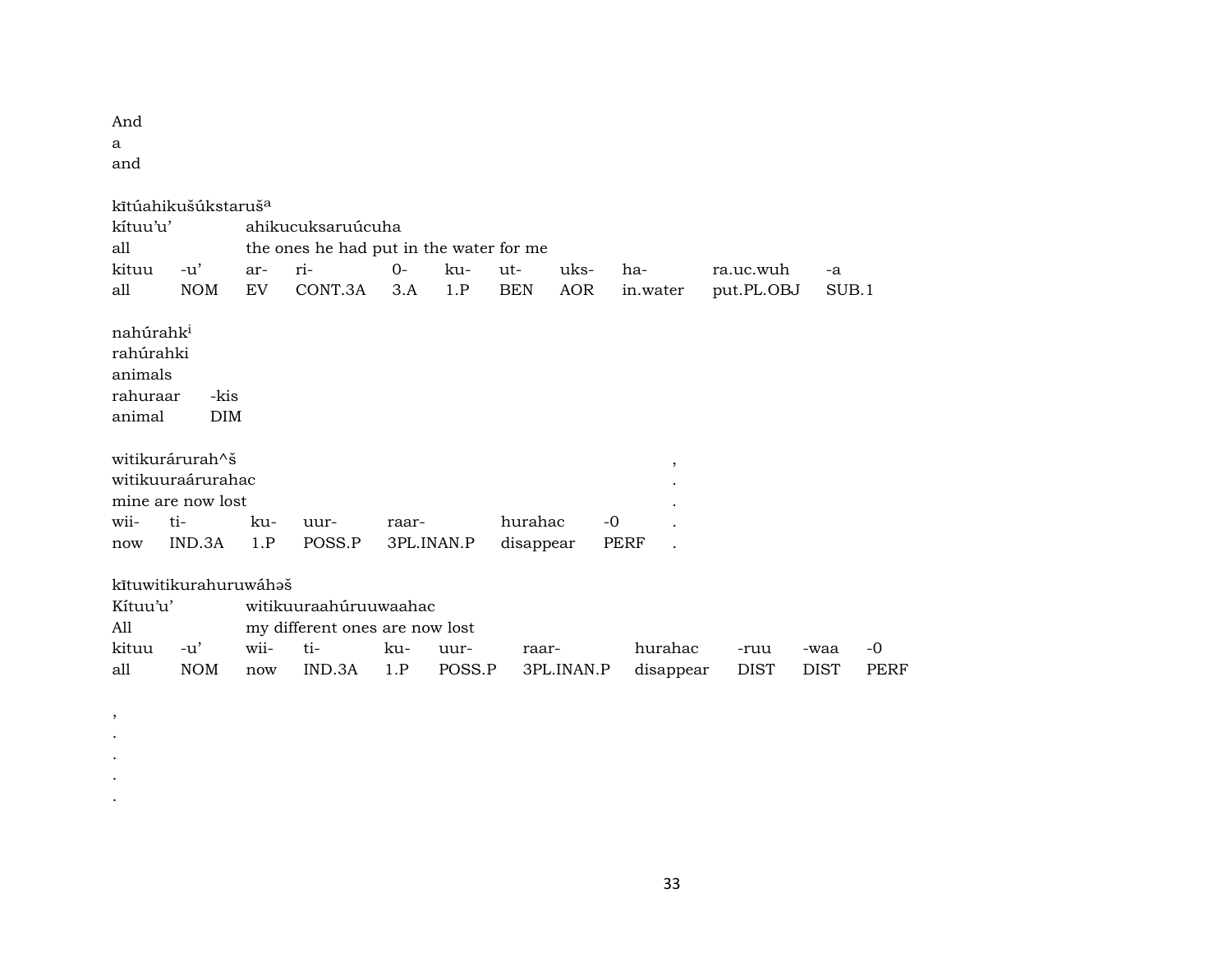And
a
and

kītúahikušúkstaruš[a]
kítuu'u' ahikucuksaruúcuha
all the ones he had put in the water for me

| kituu | -u' | ar- | ri- | 0- | ku- | ut- | uks- | ha- | ra.uc.wuh | -a |
|---|---|---|---|---|---|---|---|---|---|---|
| all | NOM | EV | CONT.3A | 3.A | 1.P | BEN | AOR | in.water | put.PL.OBJ | SUB.1 |

nahúrahk[i]
rahúrahki
animals

| rahuraar | -kis |
|---|---|
| animal | DIM |

witikurárurah^š ,
witikuuraárurahac .
mine are now lost .

| wii- | ti- | ku- | uur- | raar- | hurahac | -0 | . |
|---|---|---|---|---|---|---|---|
| now | IND.3A | 1.P | POSS.P | 3PL.INAN.P | disappear | PERF | . |

kītuwitikurahuruwáhəš
Kítuu'u' witikuuraahúruuwaahac
All my different ones are now lost

| kituu | -u' | wii- | ti- | ku- | uur- | raar- | hurahac | -ruu | -waa | -0 |
|---|---|---|---|---|---|---|---|---|---|---|
| all | NOM | now | IND.3A | 1.P | POSS.P | 3PL.INAN.P | disappear | DIST | DIST | PERF |

,
.
.
.
.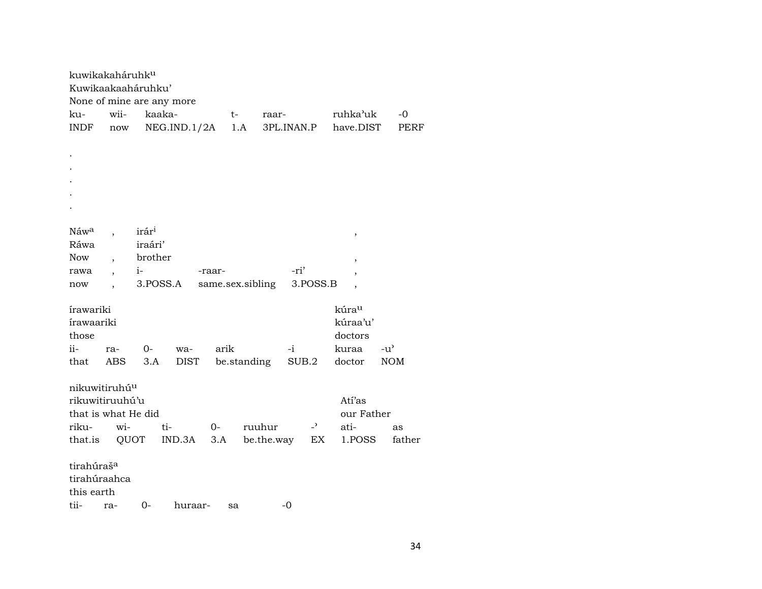kuwikakaháruhk^u
Kuwikaakaaháruhku'
None of mine are any more

| ku- | wii- | kaaka- | t- | raar- | ruhka'uk | -0 |
|---|---|---|---|---|---|---|
| INDF | now | NEG.IND.1/2A | 1.A | 3PL.INAN.P | have.DIST | PERF |

.
.
.
.
.

| Náw^a | , | irár^i | | | , |
|---|---|---|---|---|---|
| Ráwa | | iraári' | | | |
| Now | , | brother | | | , |
| rawa | , | i- | -raar- | -ri' | , |
| now | , | 3.POSS.A | same.sex.sibling | 3.POSS.B | , |

| írawariki | | | | | | kúra^u | |
|---|---|---|---|---|---|---|---|
| írawaariki | | | | | | kúraa'u' | |
| those | | | | | | doctors | |
| ii- | ra- | 0- | wa- | arik | -i | kuraa | -u' |
| that | ABS | 3.A | DIST | be.standing | SUB.2 | doctor | NOM |

| nikuwitiruhú^u | | | | | | | |
|---|---|---|---|---|---|---|---|
| rikuwitiruuhú'u | | | | | | Atí'as | |
| that is what He did | | | | | | our Father | |
| riku- | wi- | ti- | 0- | ruuhur | -' | ati- | as |
| that.is | QUOT | IND.3A | 3.A | be.the.way | EX | 1.POSS | father |

tirahúraš^a
tirahúraahca
this earth

| tii- | ra- | 0- | huraar- | sa | -0 |
|---|---|---|---|---|---|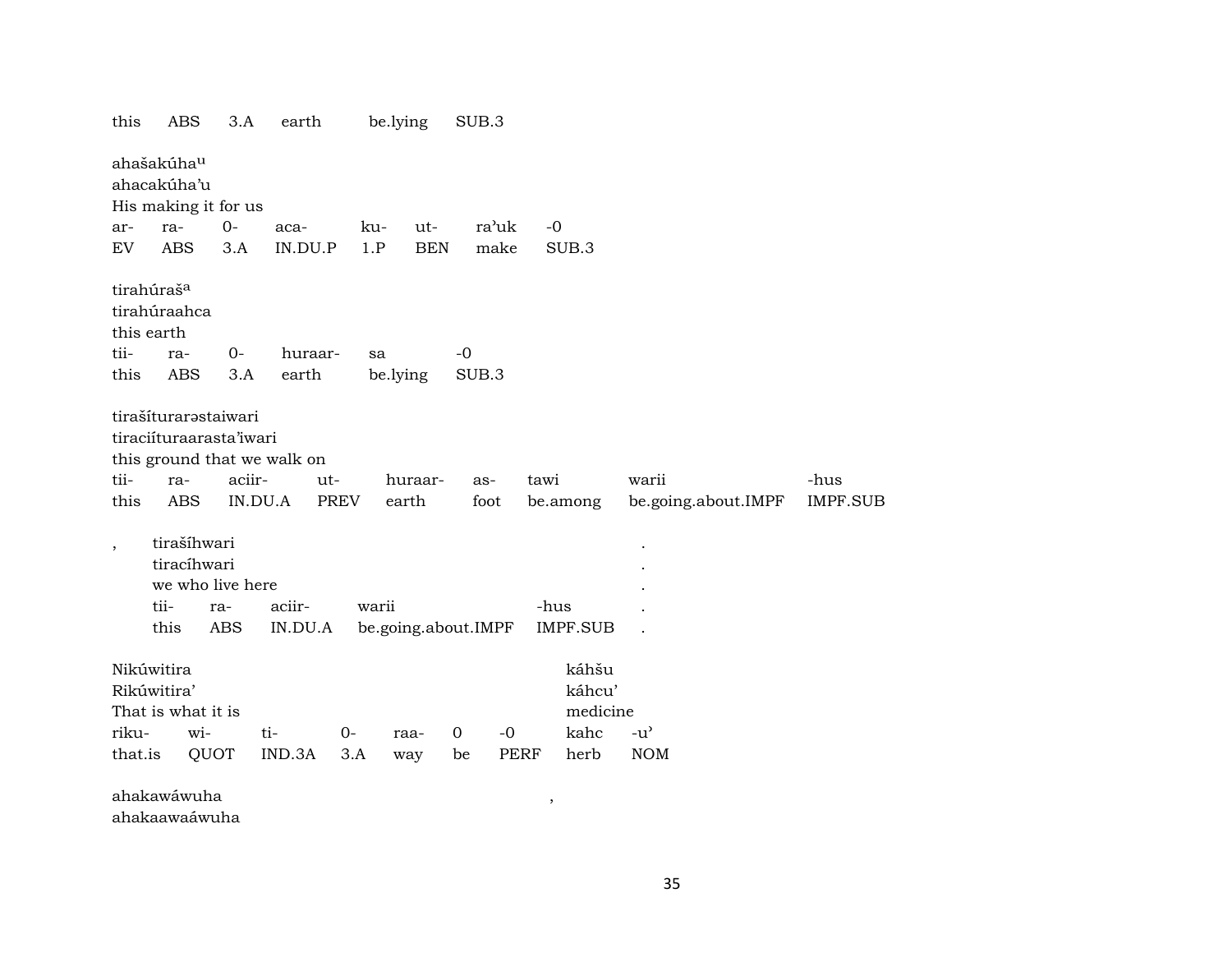| this | ABS | 3.A | earth | be.lying | SUB.3 |
|---|---|---|---|---|---|

ahašakúha^u
ahacakúha'u
His making it for us

| ar- | ra- | 0- | aca- | ku- | ut- | ra'uk | -0 |
|---|---|---|---|---|---|---|---|
| EV | ABS | 3.A | IN.DU.P | 1.P | BEN | make | SUB.3 |

tirahúraš^a
tirahúraahca
this earth

| tii- | ra- | 0- | huraar- | sa | -0 |
|---|---|---|---|---|---|
| this | ABS | 3.A | earth | be.lying | SUB.3 |

tirašíturarəstaiwari
tiraciíturaarasta'iwari
this ground that we walk on

| tii- | ra- | aciir- | ut- | huraar- | as- | tawi | warii | -hus |
|---|---|---|---|---|---|---|---|---|
| this | ABS | IN.DU.A | PREV | earth | foot | be.among | be.going.about.IMPF | IMPF.SUB |

, tirašíhwari .
tiracíhwari .
we who live here .

| tii- | ra- | aciir- | warii | -hus | . |
|---|---|---|---|---|---|
| this | ABS | IN.DU.A | be.going.about.IMPF | IMPF.SUB | . |

Nikúwitira káhšu
Rikúwitira' káhcu'
That is what it is medicine

| riku- | wi- | ti- | 0- | raa- | 0 | -0 | kahc | -u' |
|---|---|---|---|---|---|---|---|---|
| that.is | QUOT | IND.3A | 3.A | way | be | PERF | herb | NOM |

ahakawáwuha ,
ahakaawaáwuha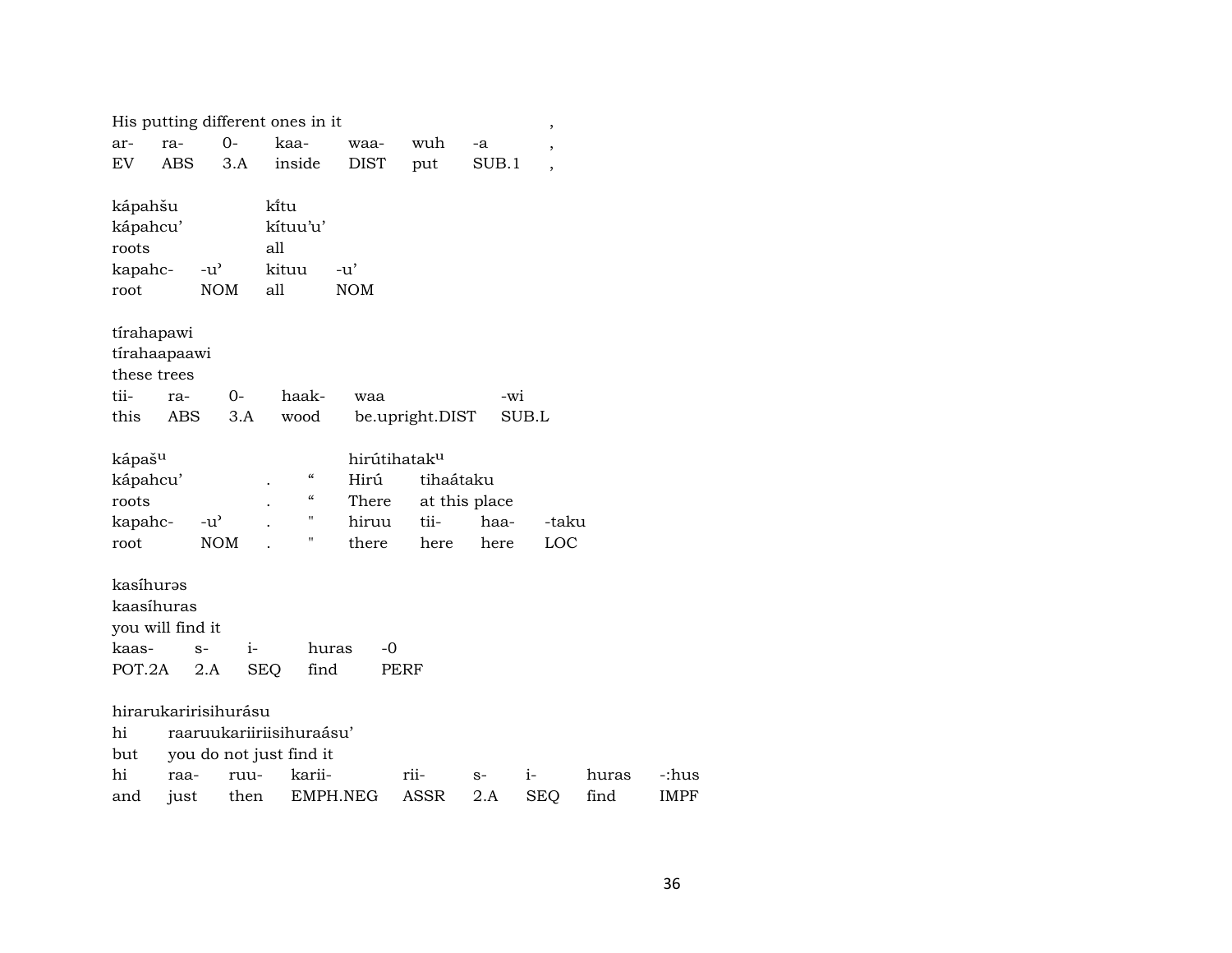His putting different ones in it ,

| ar- | ra- | 0- | kaa- | waa- | wuh | -a | , |
|---|---|---|---|---|---|---|---|
| EV | ABS | 3.A | inside | DIST | put | SUB.1 | , |

| kápahšu | | kǐ́tu | |
|---|---|---|---|
| kápahcu’ | | kítuu’u’ | |
| roots | | all | |
| kapahc- | -u’ | kituu | -u’ |
| root | NOM | all | NOM |

tírahapawi
tírahaapaawi
these trees

| tii- | ra- | 0- | haak- | waa | -wi |
|---|---|---|---|---|---|
| this | ABS | 3.A | wood | be.upright.DIST | SUB.L |

| kápašᵘ | | | | hirútihatakᵘ | | | |
|---|---|---|---|---|---|---|---|
| kápahcu’ | | . | “ | Hirú | tihaátaku | | |
| roots | | . | “ | There | at this place | | |
| kapahc- | -u’ | . | " | hiruu | tii- | haa- | -taku |
| root | NOM | . | " | there | here | here | LOC |

kasíhurəs
kaasíhuras
you will find it

| kaas- | s- | i- | huras | -0 |
|---|---|---|---|---|
| POT.2A | 2.A | SEQ | find | PERF |

hirarukaririsihurásu

| hi | raaruukariiriisihuraásu’ | | | | | | | |
|---|---|---|---|---|---|---|---|---|
| but | you do not just find it | | | | | | | |
| hi | raa- | ruu- | karii- | rii- | s- | i- | huras | -:hus |
| and | just | then | EMPH.NEG | ASSR | 2.A | SEQ | find | IMPF |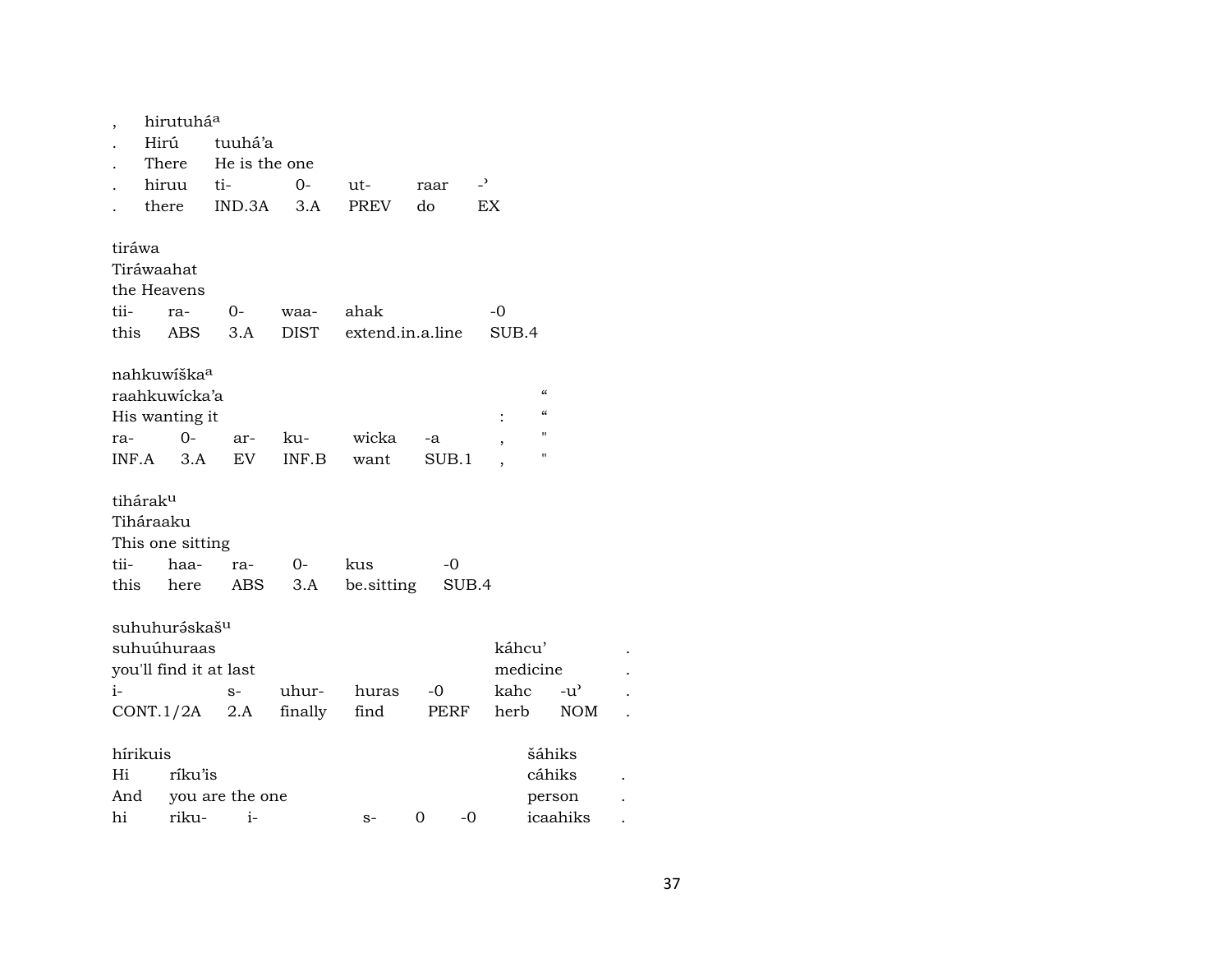| , | hirutuháa |  |  |  |  |
|---|---|---|---|---|---|
| . | Hirú | tuuhá'a |  |  |  |
| . | There | He is the one |  |  |  |
| . | hiruu | ti- | 0- | ut- | raar | -' |
| . | there | IND.3A | 3.A | PREV | do | EX |

tiráwa
Tiráwaahat
the Heavens

| tii- | ra- | 0- | waa- | ahak | -0 |
|---|---|---|---|---|---|
| this | ABS | 3.A | DIST | extend.in.a.line | SUB.4 |

nahkuwíškaa
raahkuwícka'a "
His wanting it : "

| ra- | 0- | ar- | ku- | wicka | -a | , | " |
|---|---|---|---|---|---|---|---|
| INF.A | 3.A | EV | INF.B | want | SUB.1 | , | " |

tihárakᵘ
Tiháraaku
This one sitting

| tii- | haa- | ra- | 0- | kus | -0 |
|---|---|---|---|---|---|
| this | here | ABS | 3.A | be.sitting | SUB.4 |

suhuhurə́skašᵘ

| suhuúhuraas |  |  |  |  | káhcu' |  | . |
|---|---|---|---|---|---|---|---|
| you'll find it at last |  |  |  |  | medicine |  | . |
| i- | s- | uhur- | huras | -0 | kahc | -u' | . |
| CONT.1/2A | 2.A | finally | find | PERF | herb | NOM | . |

| hírikuis |  |  |  |  |  | šáhiks |  |
|---|---|---|---|---|---|---|---|
| Hi | ríku'is |  |  |  |  | cáhiks | . |
| And | you are the one |  |  |  |  | person | . |
| hi | riku- | i- | s- | 0 | -0 | icaahiks | . |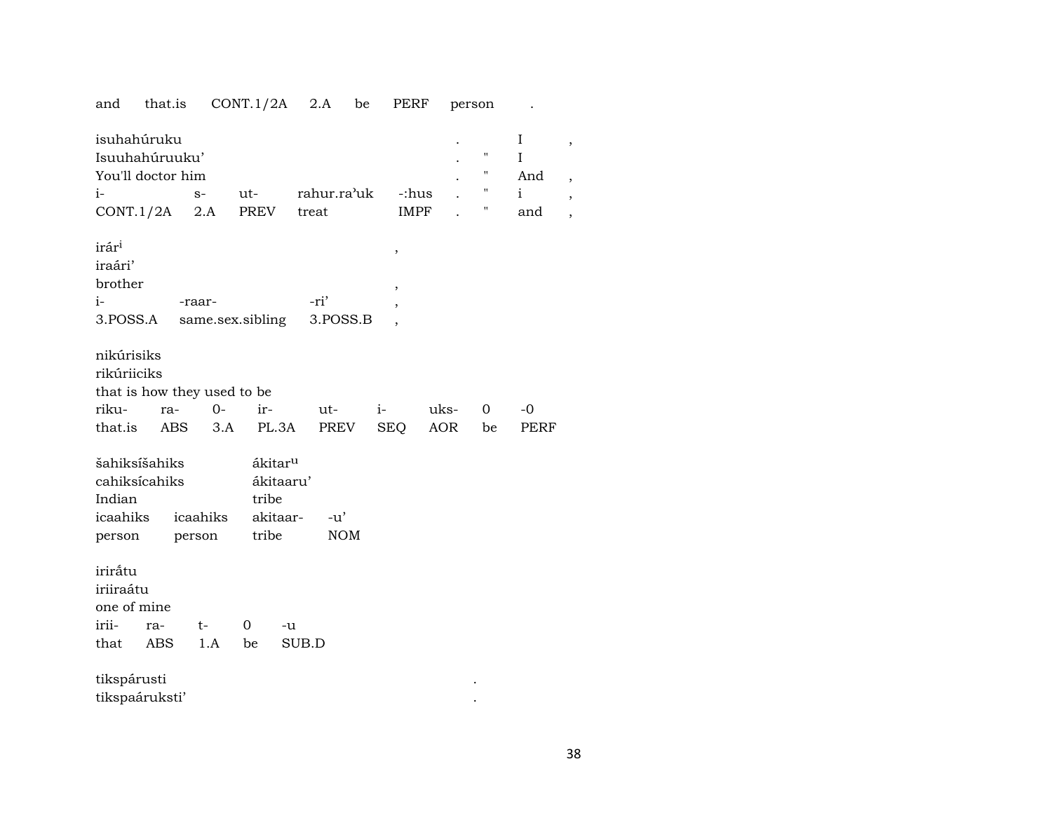| and | that.is | CONT.1/2A | 2.A | be | PERF | person | . |
|---|---|---|---|---|---|---|---|

| isuhahúruku | | | | | . | | I | , |
|---|---|---|---|---|---|---|---|---|
| Isuuhahúruuku' | | | | | . | " | I | |
| You'll doctor him | | | | | . | " | And | , |
| i- | s- | ut- | rahur.ra'uk | -:hus | . | " | i | , |
| CONT.1/2A | 2.A | PREV | treat | IMPF | . | " | and | , |

| irár[i] | | | , |
|---|---|---|---|
| iraári' | | | |
| brother | | | , |
| i- | -raar- | -ri' | , |
| 3.POSS.A | same.sex.sibling | 3.POSS.B | , |

| nikúrisiks | | | | | | | | |
|---|---|---|---|---|---|---|---|---|
| rikúriiciks | | | | | | | | |
| that is how they used to be | | | | | | | | |
| riku- | ra- | 0- | ir- | ut- | i- | uks- | 0 | -0 |
| that.is | ABS | 3.A | PL.3A | PREV | SEQ | AOR | be | PERF |

| šahiksíšahiks | | ákitar[u] | |
|---|---|---|---|
| cahiksícahiks | | ákitaaru' | |
| Indian | | tribe | |
| icaahiks | icaahiks | akitaar- | -u' |
| person | person | tribe | NOM |

| irirắtu | | | | |
|---|---|---|---|---|
| iriiraátu | | | | |
| one of mine | | | | |
| irii- | ra- | t- | 0 | -u |
| that | ABS | 1.A | be | SUB.D |

| tikspárusti | . |
|---|---|
| tikspaáruksti' | . |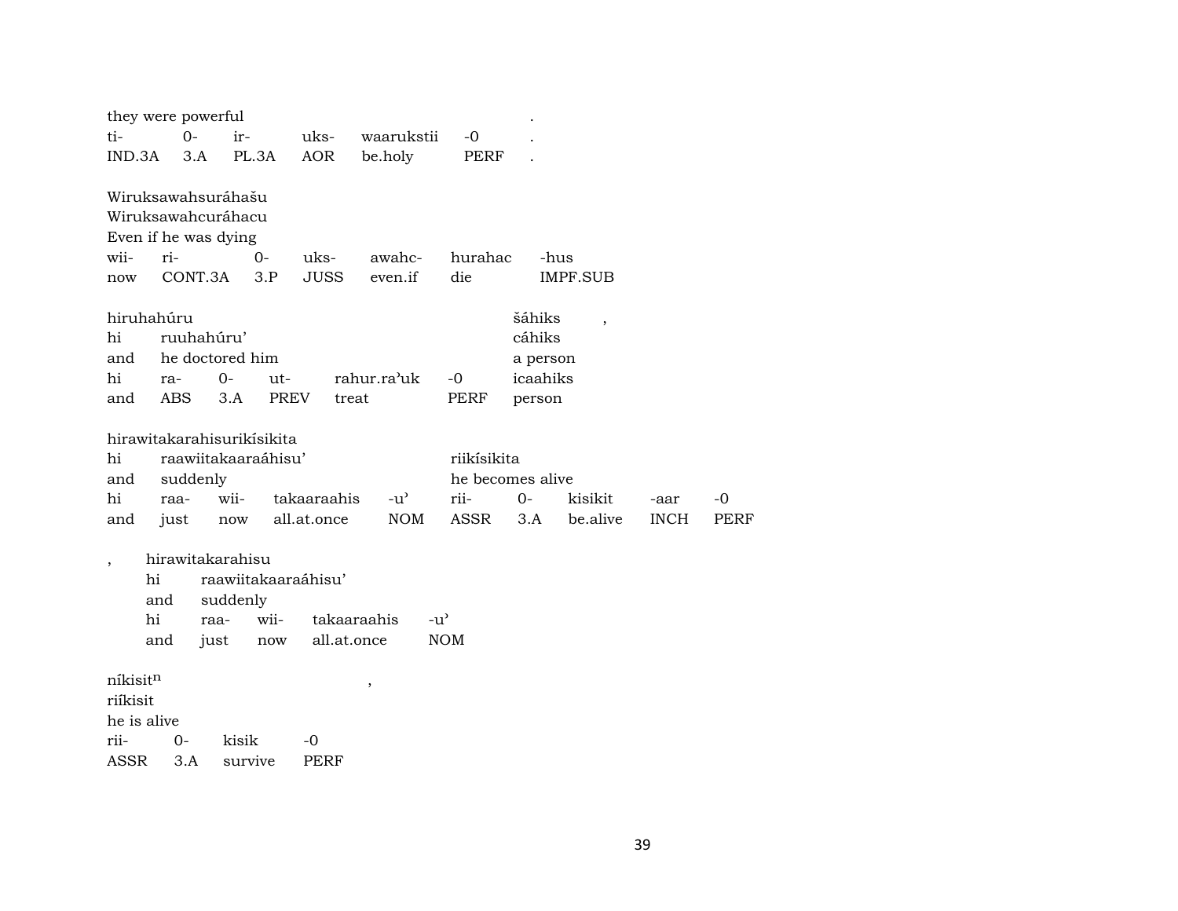they were powerful .
ti- 0- ir- uks- waarukstii -0 .
IND.3A 3.A PL.3A AOR be.holy PERF .

Wiruksawahsuráhašu
Wiruksawahcuráhacu
Even if he was dying

| wii- | ri- | 0- | uks- | awahc- | hurahac | -hus |
|---|---|---|---|---|---|---|
| now | CONT.3A | 3.P | JUSS | even.if | die | IMPF.SUB |

hiruhahúru šáhiks ,
hi ruuhahúru' cáhiks
and he doctored him a person

| hi | ra- | 0- | ut- | rahur.ra'uk | -0 | icaahiks |
|---|---|---|---|---|---|---|
| and | ABS | 3.A | PREV | treat | PERF | person |

hirawitakarahisurikísikita
hi raawiitakaaraáhisu' riikísikita
and suddenly he becomes alive

| hi | raa- | wii- | takaaraahis | -u' | rii- | 0- | kisikit | -aar | -0 |
|---|---|---|---|---|---|---|---|---|---|
| and | just | now | all.at.once | NOM | ASSR | 3.A | be.alive | INCH | PERF |

, hirawitakarahisu
hi raawiitakaaraáhisu'
and suddenly

| hi | raa- | wii- | takaaraahis | -u' |
|---|---|---|---|---|
| and | just | now | all.at.once | NOM |

níkisit$^{n}$ ,
riíkisit
he is alive

| rii- | 0- | kisik | -0 |
|---|---|---|---|
| ASSR | 3.A | survive | PERF |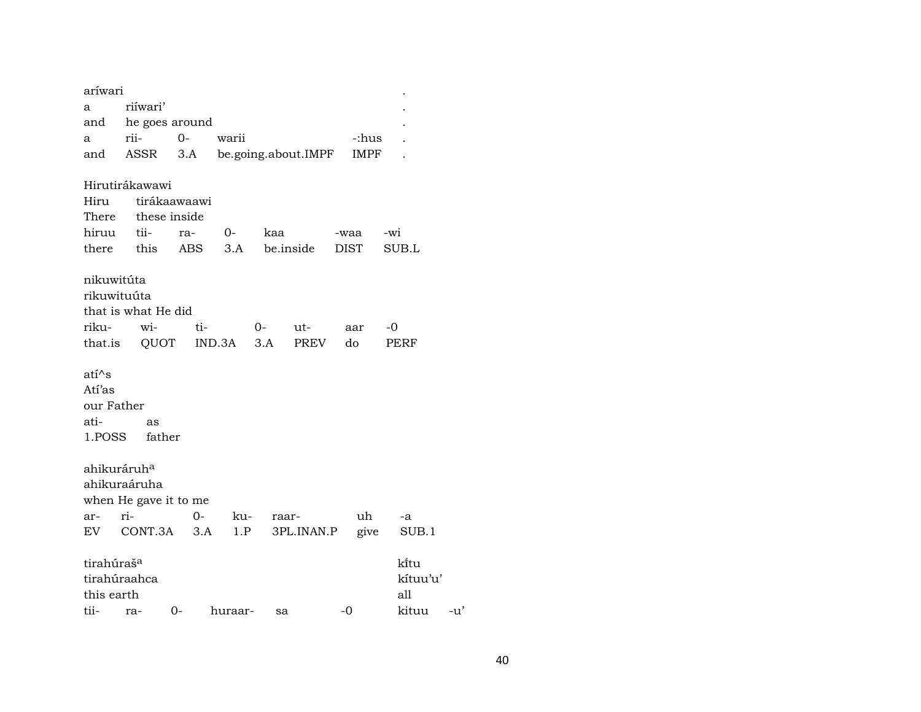| aríwari | | | | | . |
|---|---|---|---|---|---|
| a | riíwari’ | | | | . |
| and | he goes around | | | | . |
| a | rii- | 0- | warii | -:hus | . |
| and | ASSR | 3.A | be.going.about.IMPF | IMPF | . |

| Hirutirákawawi | | | | | | |
|---|---|---|---|---|---|---|
| Hiru | tirákaawaawi | | | | | |
| There | these inside | | | | | |
| hiruu | tii- | ra- | 0- | kaa | -waa | -wi |
| there | this | ABS | 3.A | be.inside | DIST | SUB.L |

| nikuwitúta | | | | | | |
|---|---|---|---|---|---|---|
| rikuwituúta | | | | | | |
| that is what He did | | | | | | |
| riku- | wi- | ti- | 0- | ut- | aar | -0 |
| that.is | QUOT | IND.3A | 3.A | PREV | do | PERF |

| atí^s | |
|---|---|
| Atí’as | |
| our Father | |
| ati- | as |
| 1.POSS | father |

| ahikuráruh[a] | | | | | | |
|---|---|---|---|---|---|---|
| ahikuraáruha | | | | | | |
| when He gave it to me | | | | | | |
| ar- | ri- | 0- | ku- | raar- | uh | -a |
| EV | CONT.3A | 3.A | 1.P | 3PL.INAN.P | give | SUB.1 |

| tirahúraš[a] | | | | | | kǐtu | |
|---|---|---|---|---|---|---|---|
| tirahúraahca | | | | | | kítuu’u’ | |
| this earth | | | | | | all | |
| tii- | ra- | 0- | huraar- | sa | -0 | kituu | -u’ |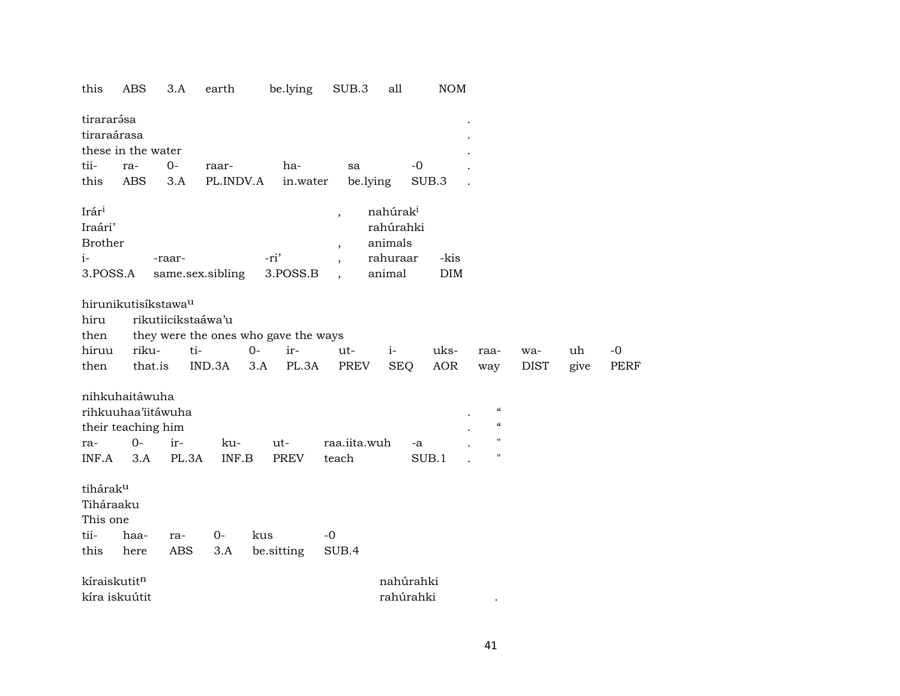| this | ABS | 3.A | earth | be.lying | SUB.3 | all | NOM |
|---|---|---|---|---|---|---|---|

tirararə́sa .
tiraraárasa .
these in the water .

| tii- | ra- | 0- | raar- | ha- | sa | -0 | . |
|---|---|---|---|---|---|---|---|
| this | ABS | 3.A | PL.INDV.A | in.water | be.lying | SUB.3 | . |

Irár[i] , nahúrak[i]
Iraári' rahúrahki
Brother , animals

| i- | -raar- | -ri' | , | rahuraar | -kis |
|---|---|---|---|---|---|
| 3.POSS.A | same.sex.sibling | 3.POSS.B | , | animal | DIM |

hirunikutisíkstawa[u]
hiru rikutiicikstaáwa'u
then they were the ones who gave the ways

| hiruu | riku- | ti- | 0- | ir- | ut- | i- | uks- | raa- | wa- | uh | -0 |
|---|---|---|---|---|---|---|---|---|---|---|---|
| then | that.is | IND.3A | 3.A | PL.3A | PREV | SEQ | AOR | way | DIST | give | PERF |

nihkuhaitáwuha
rihkuuhaa'iitáwuha . “
their teaching him . “

| ra- | 0- | ir- | ku- | ut- | raa.iita.wuh | -a | . | " |
|---|---|---|---|---|---|---|---|---|
| INF.A | 3.A | PL.3A | INF.B | PREV | teach | SUB.1 | . | " |

tihárak[u]
Tiháraaku
This one

| tii- | haa- | ra- | 0- | kus | -0 |
|---|---|---|---|---|---|
| this | here | ABS | 3.A | be.sitting | SUB.4 |

kíraiskutit[n] nahúrahki
kíra iskuútit rahúrahki .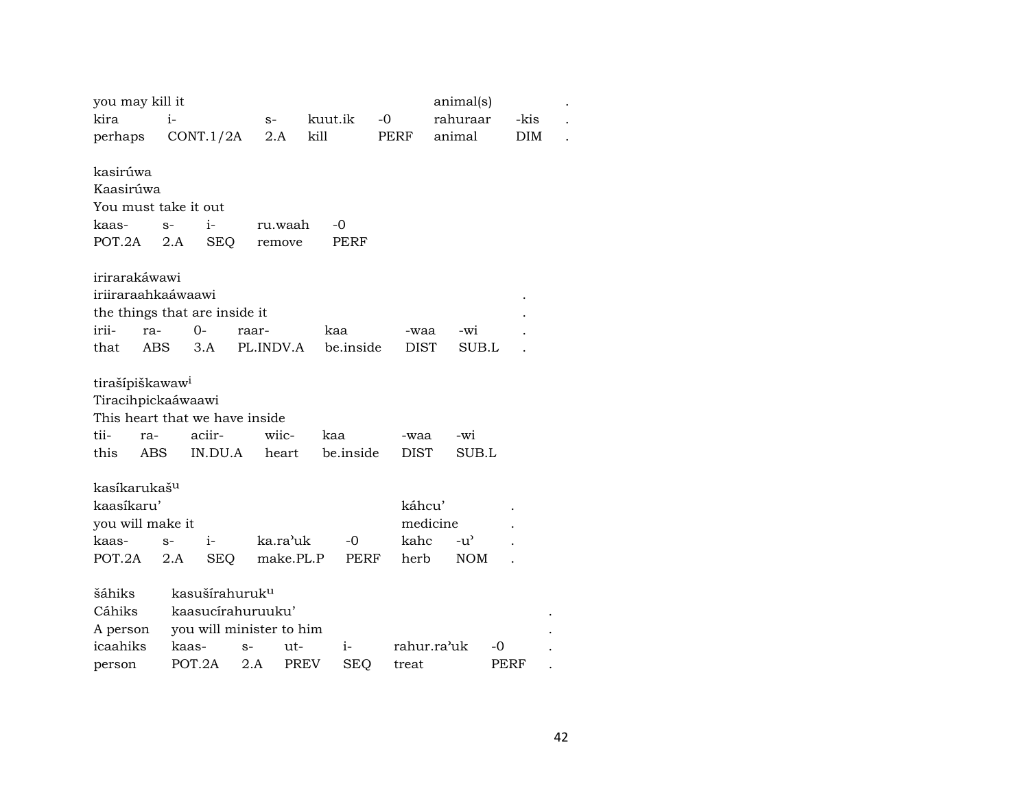| you may kill it | | | | | animal(s) | | . |
|---|---|---|---|---|---|---|---|
| kira | i- | s- | kuut.ik | -0 | rahuraar | -kis | . |
| perhaps | CONT.1/2A | 2.A | kill | PERF | animal | DIM | . |

kasirúwa
Kaasirúwa
You must take it out

| kaas- | s- | i- | ru.waah | -0 |
|---|---|---|---|---|
| POT.2A | 2.A | SEQ | remove | PERF |

irirarakáwawi
iriiraraahkaáwaawi .
the things that are inside it .

| irii- | ra- | 0- | raar- | kaa | -waa | -wi | . |
|---|---|---|---|---|---|---|---|
| that | ABS | 3.A | PL.INDV.A | be.inside | DIST | SUB.L | . |

tirašípiškawaw[i]
Tiracihpickaáwaawi
This heart that we have inside

| tii- | ra- | aciir- | wiic- | kaa | -waa | -wi |
|---|---|---|---|---|---|---|
| this | ABS | IN.DU.A | heart | be.inside | DIST | SUB.L |

kasíkarukaš[u]

| kaasíkaru’ | | | | | káhcu’ | | . |
|---|---|---|---|---|---|---|---|
| you will make it | | | | | medicine | | . |
| kaas- | s- | i- | ka.ra’uk | -0 | kahc | -u’ | . |
| POT.2A | 2.A | SEQ | make.PL.P | PERF | herb | NOM | . |

| šáhiks | kasušírahuruk[u] | | | | | | |
|---|---|---|---|---|---|---|---|
| Cáhiks | kaasucírahuruuku’ | | | | | | . |
| A person | you will minister to him | | | | | | . |
| icaahiks | kaas- | s- | ut- | i- | rahur.ra’uk | -0 | . |
| person | POT.2A | 2.A | PREV | SEQ | treat | PERF | . |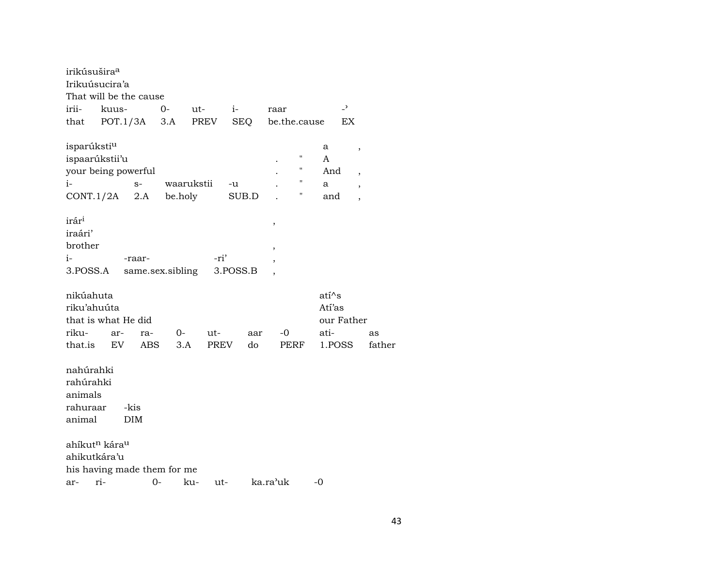irikúsušira[a]
Irikuúsucira’a
That will be the cause

| irii- | kuus- | 0- | ut- | i- | raar | -’ |
|---|---|---|---|---|---|---|
| that | POT.1/3A | 3.A | PREV | SEQ | be.the.cause | EX |

isparúksti[u] a ,
ispaarúkstii’u . " A
your being powerful . " And ,

| i- | s- | waarukstii | -u | . | " | a | , |
|---|---|---|---|---|---|---|---|
| CONT.1/2A | 2.A | be.holy | SUB.D | . | " | and | , |

irár[i] ,
iraári’
brother ,

| i- | -raar- | -ri’ | , |
|---|---|---|---|
| 3.POSS.A | same.sex.sibling | 3.POSS.B | , |

nikúahuta atí^s
riku’ahuúta Atí’as
that is what He did our Father

| riku- | ar- | ra- | 0- | ut- | aar | -0 | ati- | as |
|---|---|---|---|---|---|---|---|---|
| that.is | EV | ABS | 3.A | PREV | do | PERF | 1.POSS | father |

nahúrahki
rahúrahki
animals

| rahuraar | -kis |
|---|---|
| animal | DIM |

ahíkut[n] kára[u]
ahikutkára’u
his having made them for me

| ar- | ri- | 0- | ku- | ut- | ka.ra’uk | -0 |
|---|---|---|---|---|---|---|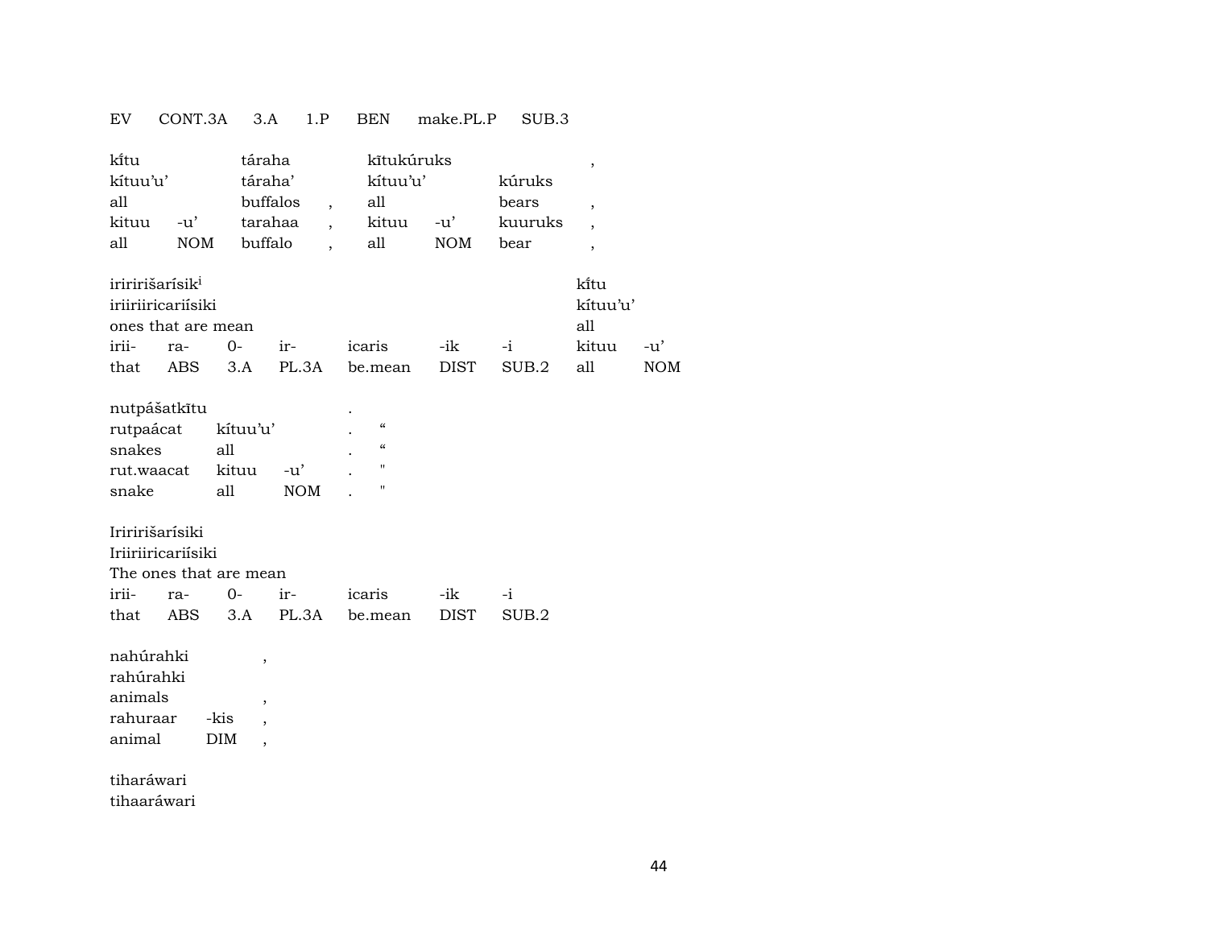| EV | CONT.3A | 3.A | 1.P | BEN | make.PL.P | SUB.3 |
|---|---|---|---|---|---|---|

| kĩtu | | táraha | | kĩtukúruks | | | , |
|---|---|---|---|---|---|---|---|
| kítuu'u' | | táraha' | | kítuu'u' | | kúruks | |
| all | | buffalos | , | all | | bears | , |
| kituu | -u' | tarahaa | , | kituu | -u' | kuuruks | , |
| all | NOM | buffalo | , | all | NOM | bear | , |

| iriririšarísik[i] | | | | | | | kĩtu | |
|---|---|---|---|---|---|---|---|---|
| iriiriiricariísiki | | | | | | | kítuu'u' | |
| ones that are mean | | | | | | | all | |
| irii- | ra- | 0- | ir- | icaris | -ik | -i | kituu | -u' |
| that | ABS | 3.A | PL.3A | be.mean | DIST | SUB.2 | all | NOM |

| nutpášatkĩtu | | | . | |
|---|---|---|---|---|
| rutpaácat | kítuu'u' | | . | " |
| snakes | all | | . | " |
| rut.waacat | kituu | -u' | . | " |
| snake | all | NOM | . | " |

| Iriririšarísiki | | | | | | |
|---|---|---|---|---|---|---|
| Iriiriiricariísiki | | | | | | |
| The ones that are mean | | | | | | |
| irii- | ra- | 0- | ir- | icaris | -ik | -i |
| that | ABS | 3.A | PL.3A | be.mean | DIST | SUB.2 |

| nahúrahki | | , |
|---|---|---|
| rahúrahki | | |
| animals | | , |
| rahuraar | -kis | , |
| animal | DIM | , |

tiharáwari
tihaaráwari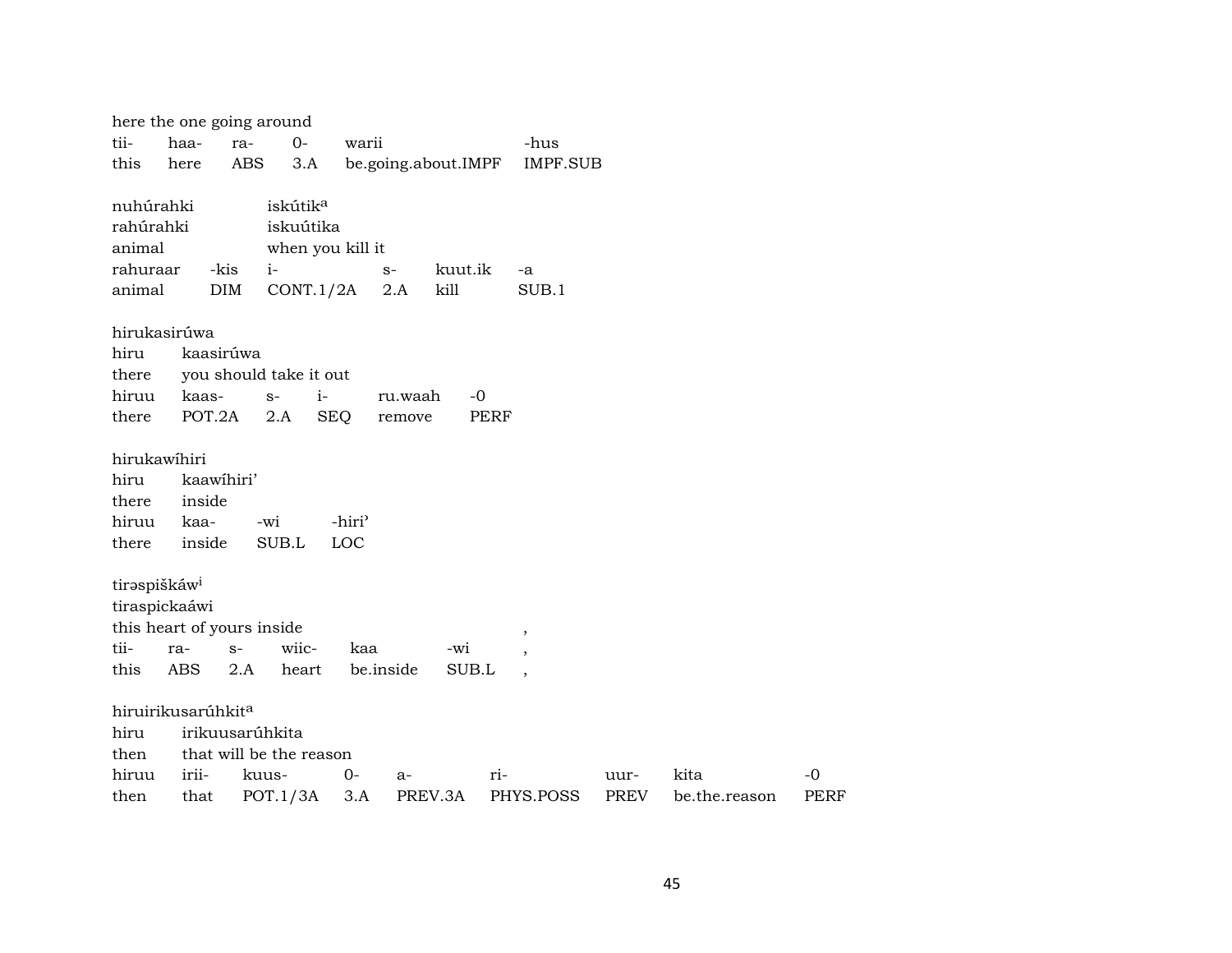here the one going around

| tii- | haa- | ra- | 0- | warii | -hus |
|---|---|---|---|---|---|
| this | here | ABS | 3.A | be.going.about.IMPF | IMPF.SUB |

nuhúrahki iskútik[a]
rahúrahki iskuútika
animal when you kill it

| rahuraar | -kis | i- | s- | kuut.ik | -a |
|---|---|---|---|---|---|
| animal | DIM | CONT.1/2A | 2.A | kill | SUB.1 |

hirukasirúwa
hiru kaasirúwa
there you should take it out

| hiruu | kaas- | s- | i- | ru.waah | -0 |
|---|---|---|---|---|---|
| there | POT.2A | 2.A | SEQ | remove | PERF |

hirukawíhiri
hiru kaawíhiri'
there inside

| hiruu | kaa- | -wi | -hiri' |
|---|---|---|---|
| there | inside | SUB.L | LOC |

tirəspiškáw[i]
tiraspickaáwi
this heart of yours inside ,

| tii- | ra- | s- | wiic- | kaa | -wi | , |
|---|---|---|---|---|---|---|
| this | ABS | 2.A | heart | be.inside | SUB.L | , |

hiruirikusarúhkit[a]
hiru irikuusarúhkita
then that will be the reason

| hiruu | irii- | kuus- | 0- | a- | ri- | uur- | kita | -0 |
|---|---|---|---|---|---|---|---|---|
| then | that | POT.1/3A | 3.A | PREV.3A | PHYS.POSS | PREV | be.the.reason | PERF |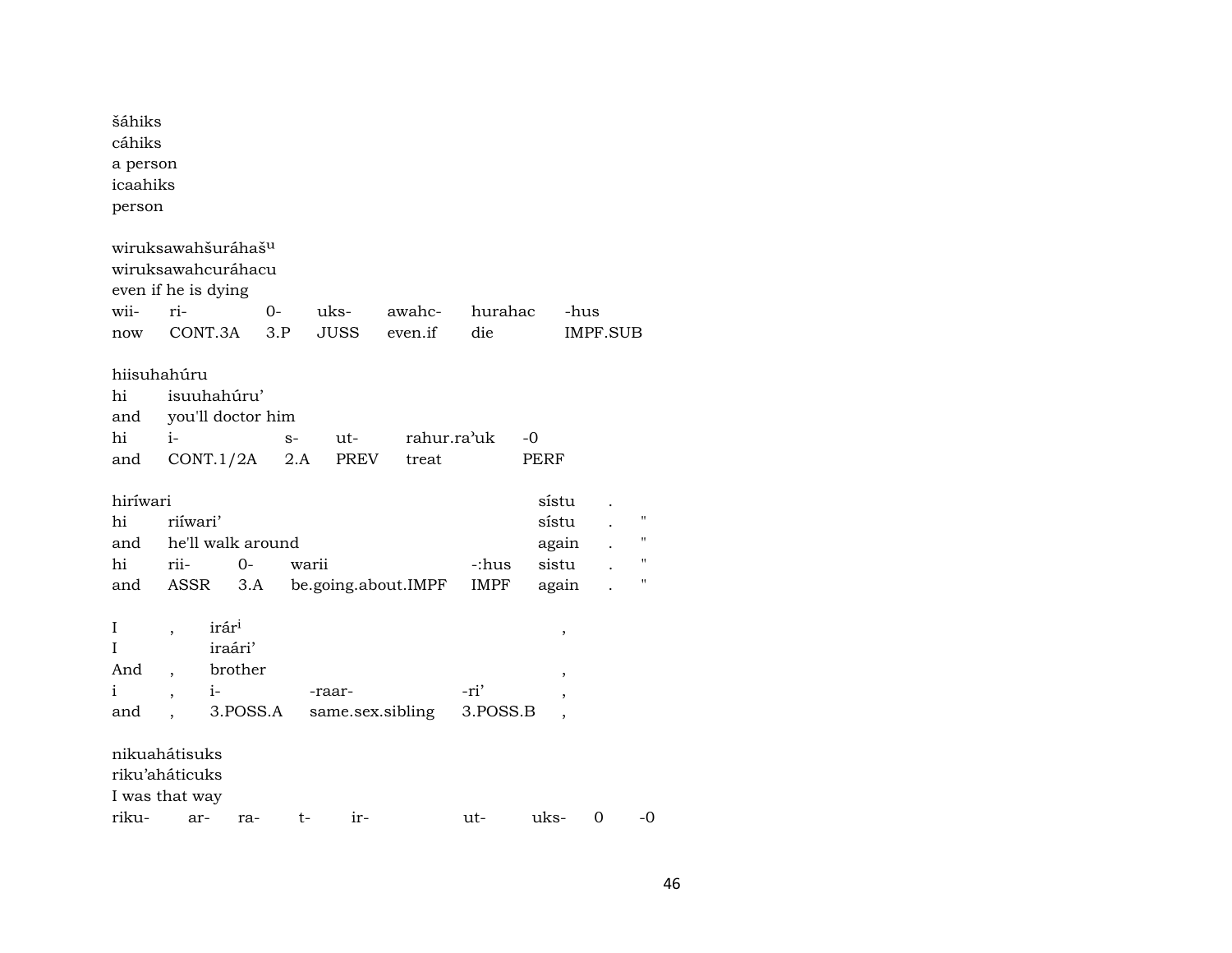šáhiks
cáhiks
a person
icaahiks
person

wiruksawahšuráhaš[u]
wiruksawahcuráhacu
even if he is dying

| wii- | ri- | 0- | uks- | awahc- | hurahac | -hus |
|---|---|---|---|---|---|---|
| now | CONT.3A | 3.P | JUSS | even.if | die | IMPF.SUB |

hiisuhahúru

| hi | isuuhahúru’ | | | | |
|---|---|---|---|---|---|
| and | you'll doctor him | | | | |
| hi | i- | s- | ut- | rahur.ra’uk | -0 |
| and | CONT.1/2A | 2.A | PREV | treat | PERF |

| hiríwari | | | | | sístu | . | |
|---|---|---|---|---|---|---|---|
| hi | riíwari’ | | | | sístu | . | " |
| and | he'll walk around | | | | again | . | " |
| hi | rii- | 0- | warii | -:hus | sistu | . | " |
| and | ASSR | 3.A | be.going.about.IMPF | IMPF | again | . | " |

| I | , | irár[i] | | | , |
|---|---|---|---|---|---|
| I | | iraári’ | | | |
| And | , | brother | | | , |
| i | , | i- | -raar- | -ri’ | , |
| and | , | 3.POSS.A | same.sex.sibling | 3.POSS.B | , |

nikuahátisuks
riku’aháticuks
I was that way

| riku- | ar- | ra- | t- | ir- | ut- | uks- | 0 | -0 |
|---|---|---|---|---|---|---|---|---|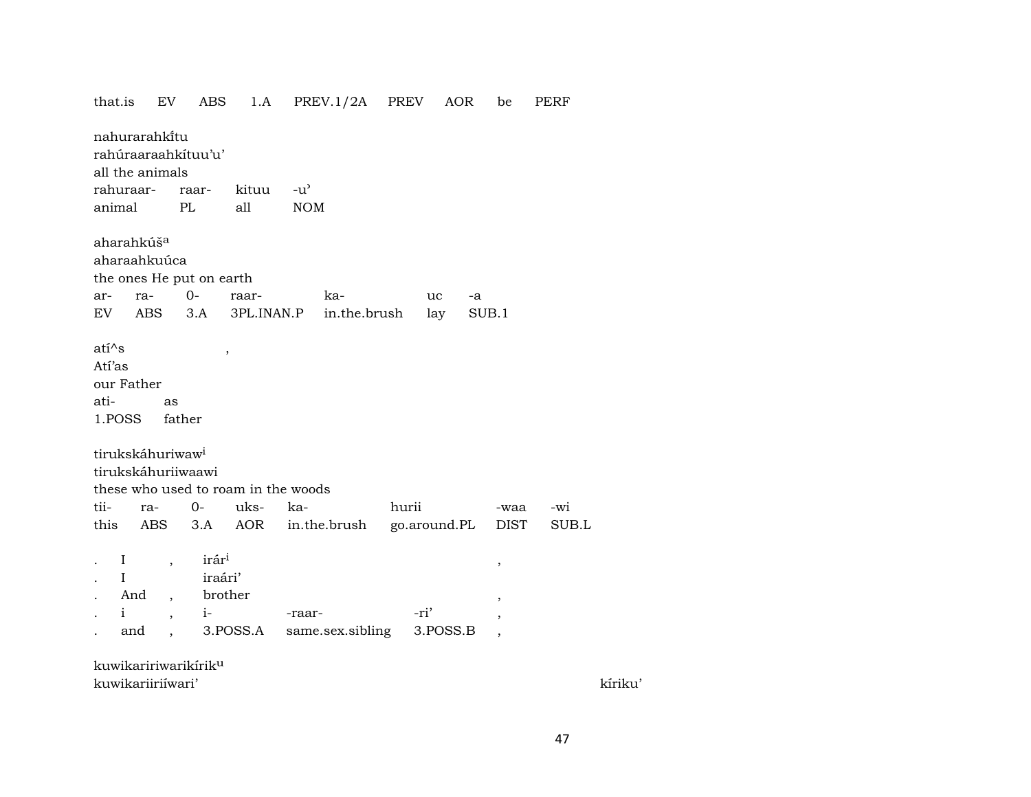that.is EV ABS 1.A PREV.1/2A PREV AOR be PERF

nahurarahkítu
rahúraaraahkítuu'u'
all the animals

| rahuraar- | raar- | kituu | -u' |
|---|---|---|---|
| animal | PL | all | NOM |

aharahkúš[a]
aharaahkuúca
the ones He put on earth

| ar- | ra- | 0- | raar- | ka- | uc | -a |
|---|---|---|---|---|---|---|
| EV | ABS | 3.A | 3PL.INAN.P | in.the.brush | lay | SUB.1 |

atí^s ,
Atí'as
our Father

| ati- | as |
|---|---|
| 1.POSS | father |

tirukskáhuriwaw[i]
tirukskáhuriiwaawi
these who used to roam in the woods

| tii- | ra- | 0- | uks- | ka- | hurii | -waa | -wi |
|---|---|---|---|---|---|---|---|
| this | ABS | 3.A | AOR | in.the.brush | go.around.PL | DIST | SUB.L |

| . | I | , | irár[i] | | | , |
|---|---|---|---|---|---|---|
| . | I | | iraári' | | | |
| . | And | , | brother | | | , |
| . | i | , | i- | -raar- | -ri' | , |
| . | and | , | 3.POSS.A | same.sex.sibling | 3.POSS.B | , |

kuwikaririwarikírik[u]
kuwikariiriíwari' kíriku'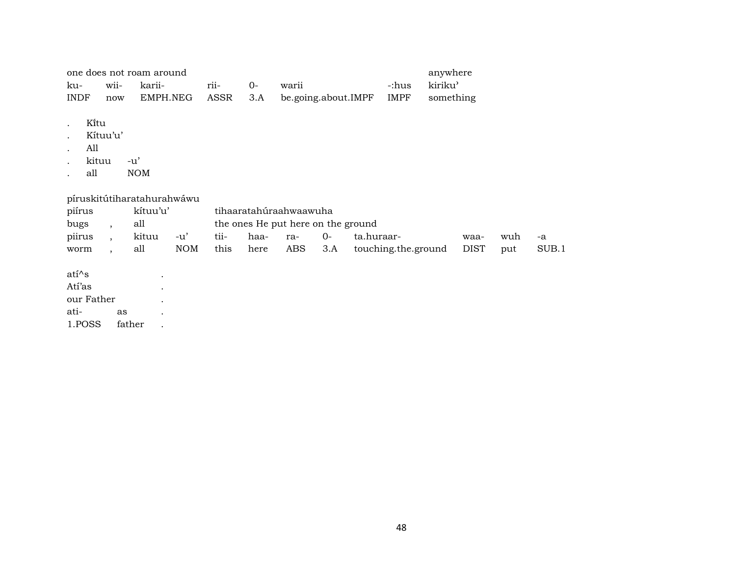| | | | | | | | |
|---|---|---|---|---|---|---|---|
| one does not roam around | | | | | | | anywhere |
| ku- | wii- | karii- | rii- | 0- | warii | -:hus | kiriku’ |
| INDF | now | EMPH.NEG | ASSR | 3.A | be.going.about.IMPF | IMPF | something |

| | | |
|---|---|---|
| . | Kĩ́tu | |
| . | Kítuu’u’ | |
| . | All | |
| . | kituu | -u’ |
| . | all | NOM |

píruskitútiharatahurahwáwu

| | | | | | | | | | | | |
|---|---|---|---|---|---|---|---|---|---|---|---|
| piírus | | kítuu’u’ | | tihaaratahúraahwaawuha | | | | | | | |
| bugs | , | all | | the ones He put here on the ground | | | | | | | |
| piirus | , | kituu | -u’ | tii- | haa- | ra- | 0- | ta.huraar- | waa- | wuh | -a |
| worm | , | all | NOM | this | here | ABS | 3.A | touching.the.ground | DIST | put | SUB.1 |

| | | |
|---|---|---|
| atí^s | | . |
| Atí’as | | . |
| our Father | | . |
| ati- | as | . |
| 1.POSS | father | . |